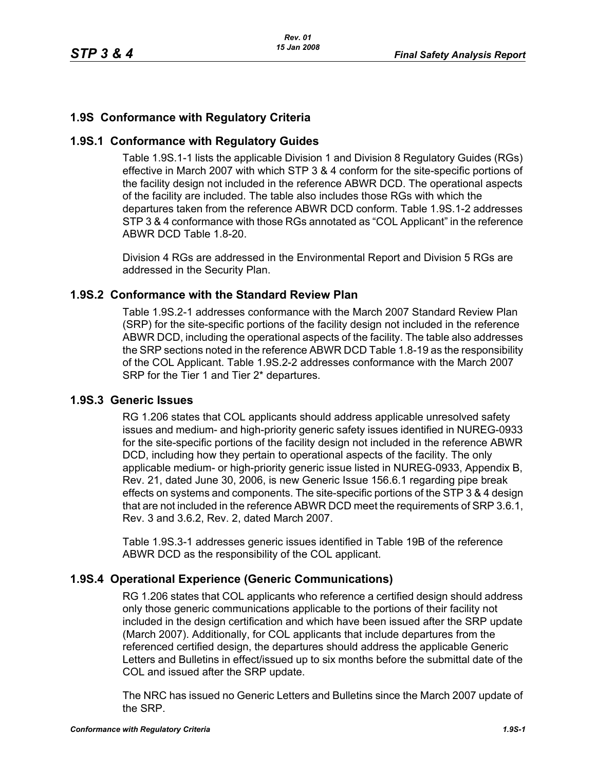## 1.9S Conformance with Regulatory Criteria

### 1.9S.1 Conformance with Regulatory Guides

Table 1.9S.1-1 lists the applicable Division 1 and Division 8 Regulatory Guides (RGs) effective in March 2007 with which STP 3 & 4 conform for the site-specific portions of the facility design not included in the reference ABWR DCD. The operational aspects of the facility are included. The table also includes those RGs with which the departures taken from the reference ABWR DCD conform. Table 1.9S.1-2 addresses STP 3 & 4 conformance with those RGs annotated as "COL Applicant" in the reference ABWR DCD Table 1.8-20.

Division 4 RGs are addressed in the Environmental Report and Division 5 RGs are addressed in the Security Plan.

### 1.9S.2 Conformance with the Standard Review Plan

Table 1.9S.2-1 addresses conformance with the March 2007 Standard Review Plan (SRP) for the site-specific portions of the facility design not included in the reference ABWR DCD, including the operational aspects of the facility. The table also addresses the SRP sections noted in the reference ABWR DCD Table 1.8-19 as the responsibility of the COL Applicant. Table 1.9S.2-2 addresses conformance with the March 2007 SRP for the Tier 1 and Tier 2* departures.

### 1.9S.3 Generic Issues

RG 1.206 states that COL applicants should address applicable unresolved safety issues and medium- and high-priority generic safety issues identified in NUREG-0933 for the site-specific portions of the facility design not included in the reference ABWR DCD, including how they pertain to operational aspects of the facility. The only applicable medium- or high-priority generic issue listed in NUREG-0933, Appendix B, Rev. 21, dated June 30, 2006, is new Generic Issue 156.6.1 regarding pipe break effects on systems and components. The site-specific portions of the STP 3 & 4 design that are not included in the reference ABWR DCD meet the requirements of SRP 3.6.1, Rev. 3 and 3.6.2, Rev. 2, dated March 2007.

Table 1.9S.3-1 addresses generic issues identified in Table 19B of the reference ABWR DCD as the responsibility of the COL applicant.

### 1.9S.4 Operational Experience (Generic Communications)

RG 1.206 states that COL applicants who reference a certified design should address only those generic communications applicable to the portions of their facility not included in the design certification and which have been issued after the SRP update (March 2007). Additionally, for COL applicants that include departures from the referenced certified design, the departures should address the applicable Generic Letters and Bulletins in effect/issued up to six months before the submittal date of the COL and issued after the SRP update.

The NRC has issued no Generic Letters and Bulletins since the March 2007 update of the SRP.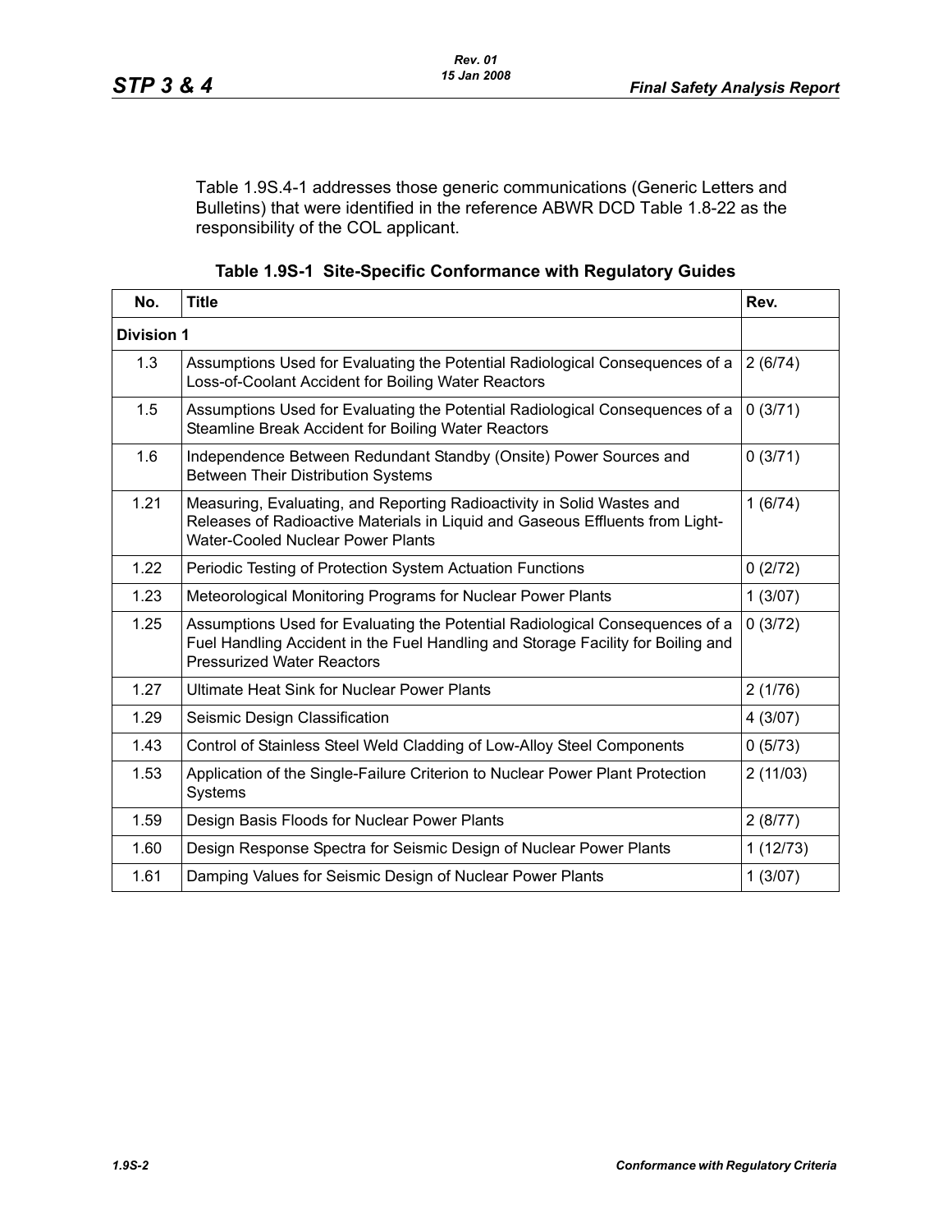Table 1.9S.4-1 addresses those generic communications (Generic Letters and Bulletins) that were identified in the reference ABWR DCD Table 1.8-22 as the responsibility of the COL applicant.

**Table 1.9S-1 Site-Specific Conformance with Regulatory Guides**

| No. | Title | Rev. |
|---|---|---|
| **Division 1** | | |
| 1.3 | Assumptions Used for Evaluating the Potential Radiological Consequences of a Loss-of-Coolant Accident for Boiling Water Reactors | 2 (6/74) |
| 1.5 | Assumptions Used for Evaluating the Potential Radiological Consequences of a Steamline Break Accident for Boiling Water Reactors | 0 (3/71) |
| 1.6 | Independence Between Redundant Standby (Onsite) Power Sources and Between Their Distribution Systems | 0 (3/71) |
| 1.21 | Measuring, Evaluating, and Reporting Radioactivity in Solid Wastes and Releases of Radioactive Materials in Liquid and Gaseous Effluents from Light-Water-Cooled Nuclear Power Plants | 1 (6/74) |
| 1.22 | Periodic Testing of Protection System Actuation Functions | 0 (2/72) |
| 1.23 | Meteorological Monitoring Programs for Nuclear Power Plants | 1 (3/07) |
| 1.25 | Assumptions Used for Evaluating the Potential Radiological Consequences of a Fuel Handling Accident in the Fuel Handling and Storage Facility for Boiling and Pressurized Water Reactors | 0 (3/72) |
| 1.27 | Ultimate Heat Sink for Nuclear Power Plants | 2 (1/76) |
| 1.29 | Seismic Design Classification | 4 (3/07) |
| 1.43 | Control of Stainless Steel Weld Cladding of Low-Alloy Steel Components | 0 (5/73) |
| 1.53 | Application of the Single-Failure Criterion to Nuclear Power Plant Protection Systems | 2 (11/03) |
| 1.59 | Design Basis Floods for Nuclear Power Plants | 2 (8/77) |
| 1.60 | Design Response Spectra for Seismic Design of Nuclear Power Plants | 1 (12/73) |
| 1.61 | Damping Values for Seismic Design of Nuclear Power Plants | 1 (3/07) |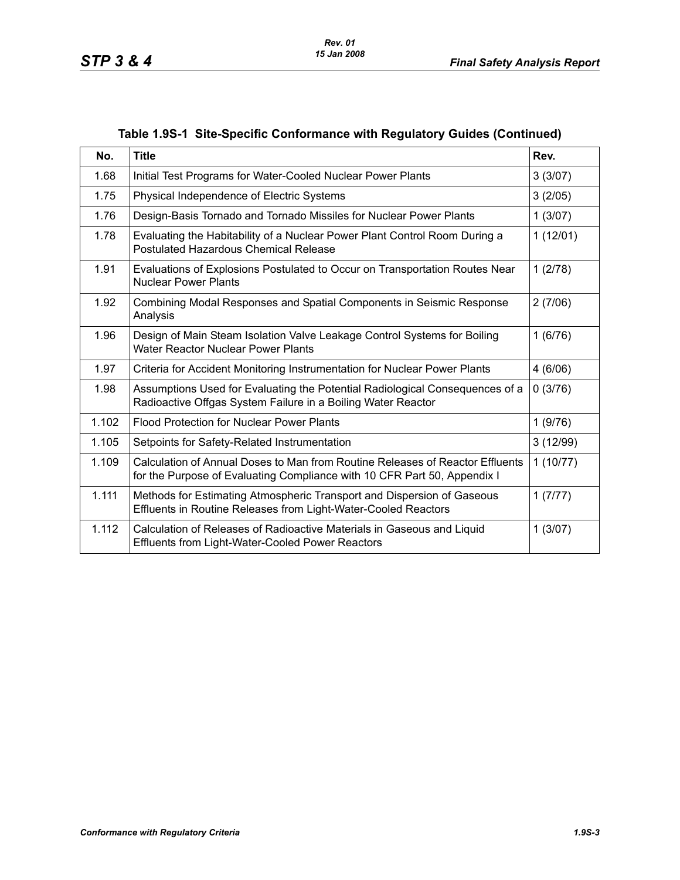### Table 1.9S-1 Site-Specific Conformance with Regulatory Guides (Continued)

| No. | Title | Rev. |
|---|---|---|
| 1.68 | Initial Test Programs for Water-Cooled Nuclear Power Plants | 3 (3/07) |
| 1.75 | Physical Independence of Electric Systems | 3 (2/05) |
| 1.76 | Design-Basis Tornado and Tornado Missiles for Nuclear Power Plants | 1 (3/07) |
| 1.78 | Evaluating the Habitability of a Nuclear Power Plant Control Room During a Postulated Hazardous Chemical Release | 1 (12/01) |
| 1.91 | Evaluations of Explosions Postulated to Occur on Transportation Routes Near Nuclear Power Plants | 1 (2/78) |
| 1.92 | Combining Modal Responses and Spatial Components in Seismic Response Analysis | 2 (7/06) |
| 1.96 | Design of Main Steam Isolation Valve Leakage Control Systems for Boiling Water Reactor Nuclear Power Plants | 1 (6/76) |
| 1.97 | Criteria for Accident Monitoring Instrumentation for Nuclear Power Plants | 4 (6/06) |
| 1.98 | Assumptions Used for Evaluating the Potential Radiological Consequences of a Radioactive Offgas System Failure in a Boiling Water Reactor | 0 (3/76) |
| 1.102 | Flood Protection for Nuclear Power Plants | 1 (9/76) |
| 1.105 | Setpoints for Safety-Related Instrumentation | 3 (12/99) |
| 1.109 | Calculation of Annual Doses to Man from Routine Releases of Reactor Effluents for the Purpose of Evaluating Compliance with 10 CFR Part 50, Appendix I | 1 (10/77) |
| 1.111 | Methods for Estimating Atmospheric Transport and Dispersion of Gaseous Effluents in Routine Releases from Light-Water-Cooled Reactors | 1 (7/77) |
| 1.112 | Calculation of Releases of Radioactive Materials in Gaseous and Liquid Effluents from Light-Water-Cooled Power Reactors | 1 (3/07) |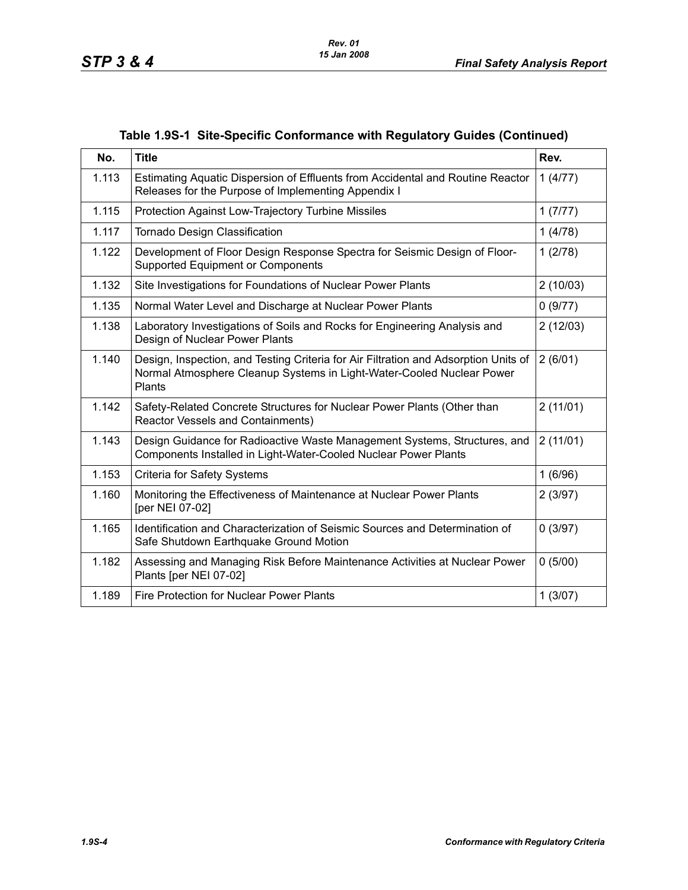**Table 1.9S-1 Site-Specific Conformance with Regulatory Guides (Continued)**

| No. | Title | Rev. |
|---|---|---|
| 1.113 | Estimating Aquatic Dispersion of Effluents from Accidental and Routine Reactor Releases for the Purpose of Implementing Appendix I | 1 (4/77) |
| 1.115 | Protection Against Low-Trajectory Turbine Missiles | 1 (7/77) |
| 1.117 | Tornado Design Classification | 1 (4/78) |
| 1.122 | Development of Floor Design Response Spectra for Seismic Design of Floor-Supported Equipment or Components | 1 (2/78) |
| 1.132 | Site Investigations for Foundations of Nuclear Power Plants | 2 (10/03) |
| 1.135 | Normal Water Level and Discharge at Nuclear Power Plants | 0 (9/77) |
| 1.138 | Laboratory Investigations of Soils and Rocks for Engineering Analysis and Design of Nuclear Power Plants | 2 (12/03) |
| 1.140 | Design, Inspection, and Testing Criteria for Air Filtration and Adsorption Units of Normal Atmosphere Cleanup Systems in Light-Water-Cooled Nuclear Power Plants | 2 (6/01) |
| 1.142 | Safety-Related Concrete Structures for Nuclear Power Plants (Other than Reactor Vessels and Containments) | 2 (11/01) |
| 1.143 | Design Guidance for Radioactive Waste Management Systems, Structures, and Components Installed in Light-Water-Cooled Nuclear Power Plants | 2 (11/01) |
| 1.153 | Criteria for Safety Systems | 1 (6/96) |
| 1.160 | Monitoring the Effectiveness of Maintenance at Nuclear Power Plants [per NEI 07-02] | 2 (3/97) |
| 1.165 | Identification and Characterization of Seismic Sources and Determination of Safe Shutdown Earthquake Ground Motion | 0 (3/97) |
| 1.182 | Assessing and Managing Risk Before Maintenance Activities at Nuclear Power Plants [per NEI 07-02] | 0 (5/00) |
| 1.189 | Fire Protection for Nuclear Power Plants | 1 (3/07) |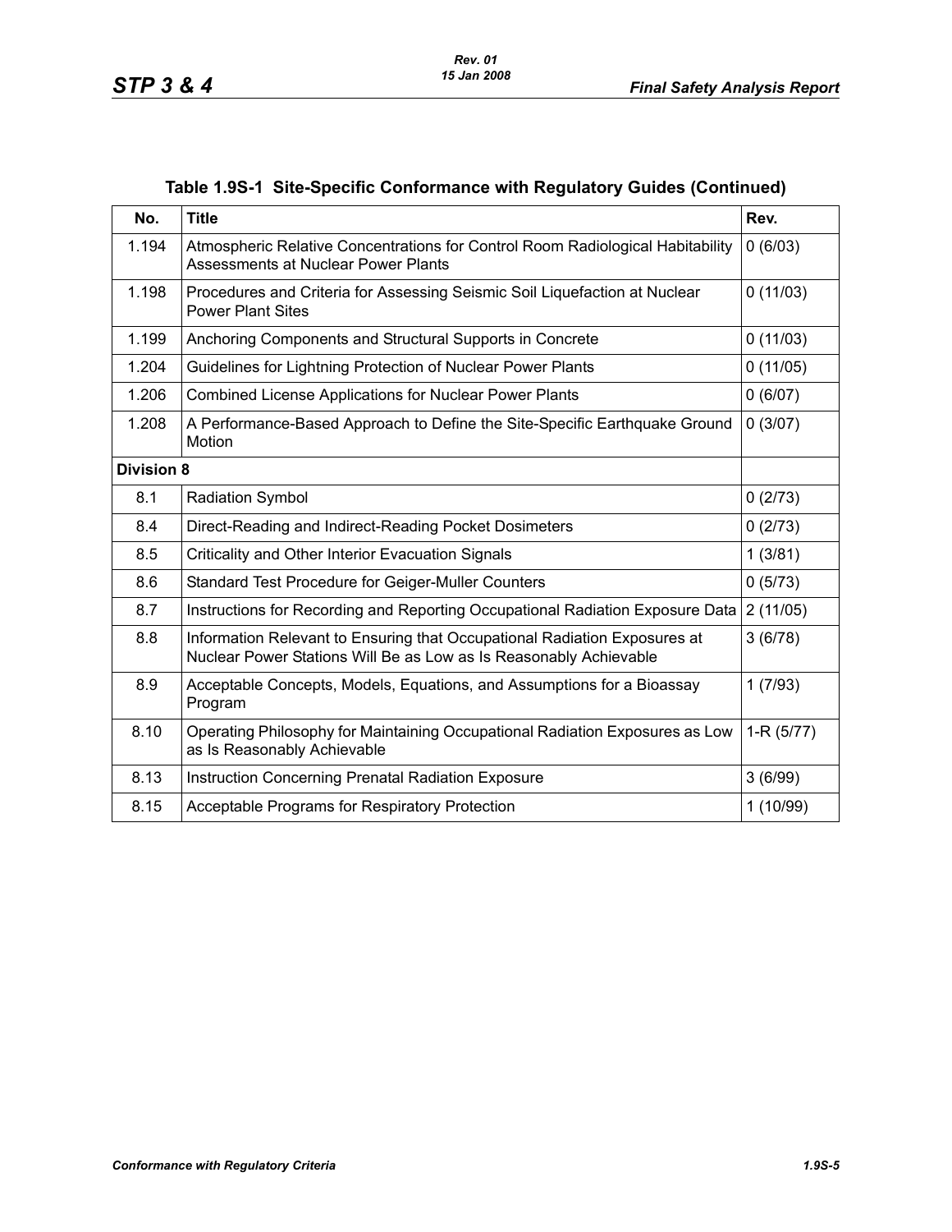## Table 1.9S-1 Site-Specific Conformance with Regulatory Guides (Continued)

| No. | Title | Rev. |
|---|---|---|
| 1.194 | Atmospheric Relative Concentrations for Control Room Radiological Habitability Assessments at Nuclear Power Plants | 0 (6/03) |
| 1.198 | Procedures and Criteria for Assessing Seismic Soil Liquefaction at Nuclear Power Plant Sites | 0 (11/03) |
| 1.199 | Anchoring Components and Structural Supports in Concrete | 0 (11/03) |
| 1.204 | Guidelines for Lightning Protection of Nuclear Power Plants | 0 (11/05) |
| 1.206 | Combined License Applications for Nuclear Power Plants | 0 (6/07) |
| 1.208 | A Performance-Based Approach to Define the Site-Specific Earthquake Ground Motion | 0 (3/07) |
| **Division 8** | | |
| 8.1 | Radiation Symbol | 0 (2/73) |
| 8.4 | Direct-Reading and Indirect-Reading Pocket Dosimeters | 0 (2/73) |
| 8.5 | Criticality and Other Interior Evacuation Signals | 1 (3/81) |
| 8.6 | Standard Test Procedure for Geiger-Muller Counters | 0 (5/73) |
| 8.7 | Instructions for Recording and Reporting Occupational Radiation Exposure Data | 2 (11/05) |
| 8.8 | Information Relevant to Ensuring that Occupational Radiation Exposures at Nuclear Power Stations Will Be as Low as Is Reasonably Achievable | 3 (6/78) |
| 8.9 | Acceptable Concepts, Models, Equations, and Assumptions for a Bioassay Program | 1 (7/93) |
| 8.10 | Operating Philosophy for Maintaining Occupational Radiation Exposures as Low as Is Reasonably Achievable | 1-R (5/77) |
| 8.13 | Instruction Concerning Prenatal Radiation Exposure | 3 (6/99) |
| 8.15 | Acceptable Programs for Respiratory Protection | 1 (10/99) |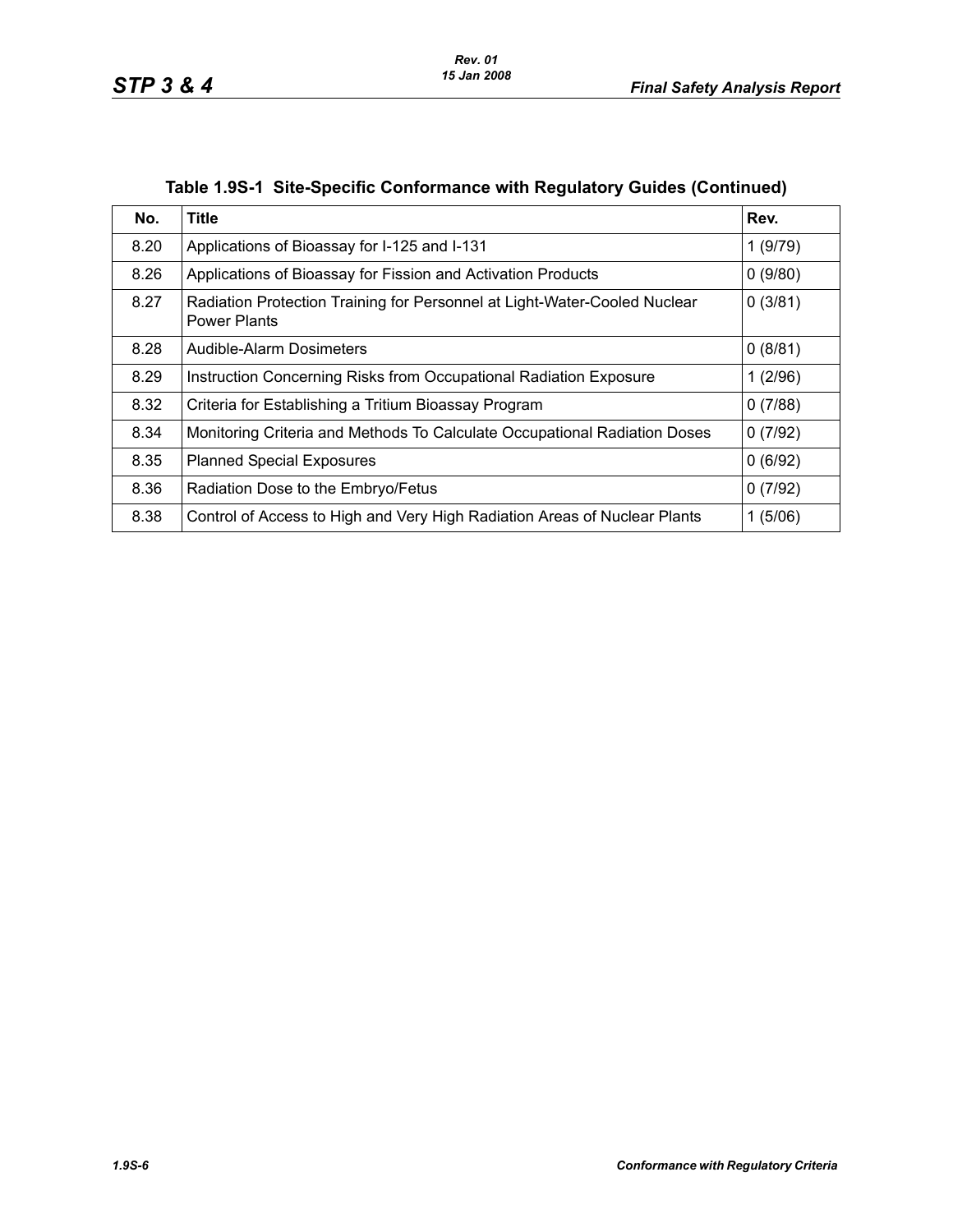**Table 1.9S-1 Site-Specific Conformance with Regulatory Guides (Continued)**

| No. | Title | Rev. |
|---|---|---|
| 8.20 | Applications of Bioassay for I-125 and I-131 | 1 (9/79) |
| 8.26 | Applications of Bioassay for Fission and Activation Products | 0 (9/80) |
| 8.27 | Radiation Protection Training for Personnel at Light-Water-Cooled Nuclear Power Plants | 0 (3/81) |
| 8.28 | Audible-Alarm Dosimeters | 0 (8/81) |
| 8.29 | Instruction Concerning Risks from Occupational Radiation Exposure | 1 (2/96) |
| 8.32 | Criteria for Establishing a Tritium Bioassay Program | 0 (7/88) |
| 8.34 | Monitoring Criteria and Methods To Calculate Occupational Radiation Doses | 0 (7/92) |
| 8.35 | Planned Special Exposures | 0 (6/92) |
| 8.36 | Radiation Dose to the Embryo/Fetus | 0 (7/92) |
| 8.38 | Control of Access to High and Very High Radiation Areas of Nuclear Plants | 1 (5/06) |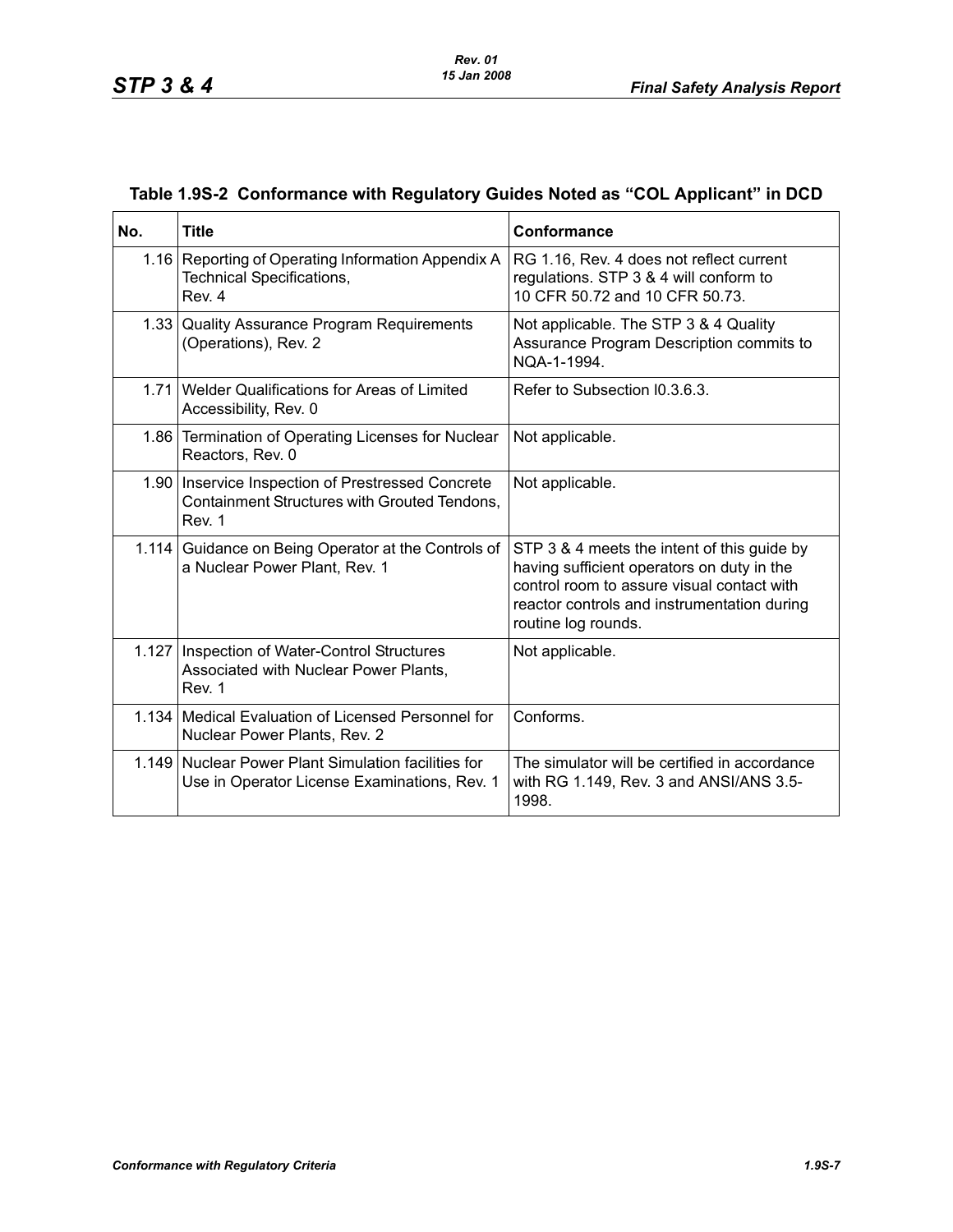### Table 1.9S-2 Conformance with Regulatory Guides Noted as “COL Applicant” in DCD

| No. | Title | Conformance |
|---|---|---|
| 1.16 | Reporting of Operating Information Appendix A Technical Specifications, Rev. 4 | RG 1.16, Rev. 4 does not reflect current regulations. STP 3 & 4 will conform to 10 CFR 50.72 and 10 CFR 50.73. |
| 1.33 | Quality Assurance Program Requirements (Operations), Rev. 2 | Not applicable. The STP 3 & 4 Quality Assurance Program Description commits to NQA-1-1994. |
| 1.71 | Welder Qualifications for Areas of Limited Accessibility, Rev. 0 | Refer to Subsection I0.3.6.3. |
| 1.86 | Termination of Operating Licenses for Nuclear Reactors, Rev. 0 | Not applicable. |
| 1.90 | Inservice Inspection of Prestressed Concrete Containment Structures with Grouted Tendons, Rev. 1 | Not applicable. |
| 1.114 | Guidance on Being Operator at the Controls of a Nuclear Power Plant, Rev. 1 | STP 3 & 4 meets the intent of this guide by having sufficient operators on duty in the control room to assure visual contact with reactor controls and instrumentation during routine log rounds. |
| 1.127 | Inspection of Water-Control Structures Associated with Nuclear Power Plants, Rev. 1 | Not applicable. |
| 1.134 | Medical Evaluation of Licensed Personnel for Nuclear Power Plants, Rev. 2 | Conforms. |
| 1.149 | Nuclear Power Plant Simulation facilities for Use in Operator License Examinations, Rev. 1 | The simulator will be certified in accordance with RG 1.149, Rev. 3 and ANSI/ANS 3.5-1998. |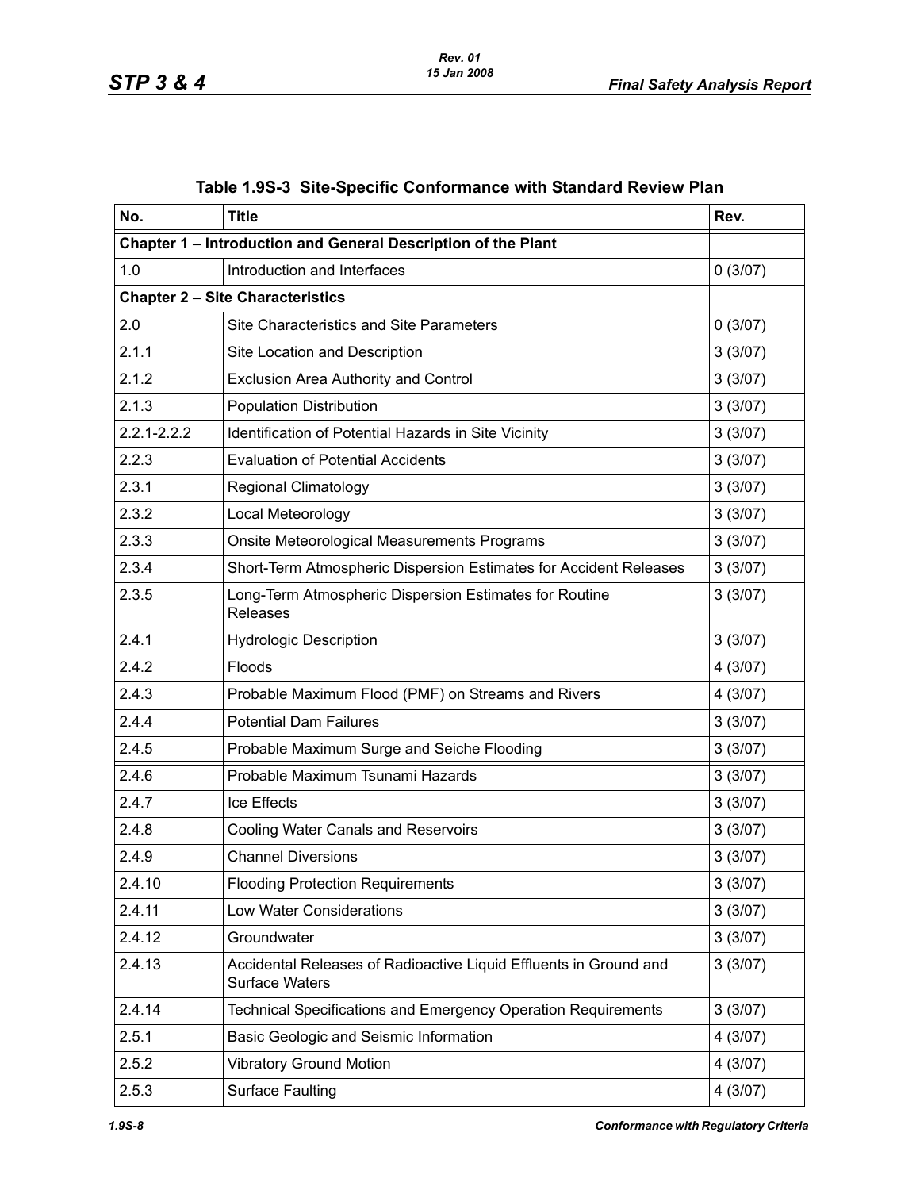**Table 1.9S-3 Site-Specific Conformance with Standard Review Plan**

| No. | Title | Rev. |
|---|---|---|
| **Chapter 1 – Introduction and General Description of the Plant** | | |
| 1.0 | Introduction and Interfaces | 0 (3/07) |
| **Chapter 2 – Site Characteristics** | | |
| 2.0 | Site Characteristics and Site Parameters | 0 (3/07) |
| 2.1.1 | Site Location and Description | 3 (3/07) |
| 2.1.2 | Exclusion Area Authority and Control | 3 (3/07) |
| 2.1.3 | Population Distribution | 3 (3/07) |
| 2.2.1-2.2.2 | Identification of Potential Hazards in Site Vicinity | 3 (3/07) |
| 2.2.3 | Evaluation of Potential Accidents | 3 (3/07) |
| 2.3.1 | Regional Climatology | 3 (3/07) |
| 2.3.2 | Local Meteorology | 3 (3/07) |
| 2.3.3 | Onsite Meteorological Measurements Programs | 3 (3/07) |
| 2.3.4 | Short-Term Atmospheric Dispersion Estimates for Accident Releases | 3 (3/07) |
| 2.3.5 | Long-Term Atmospheric Dispersion Estimates for Routine Releases | 3 (3/07) |
| 2.4.1 | Hydrologic Description | 3 (3/07) |
| 2.4.2 | Floods | 4 (3/07) |
| 2.4.3 | Probable Maximum Flood (PMF) on Streams and Rivers | 4 (3/07) |
| 2.4.4 | Potential Dam Failures | 3 (3/07) |
| 2.4.5 | Probable Maximum Surge and Seiche Flooding | 3 (3/07) |
| 2.4.6 | Probable Maximum Tsunami Hazards | 3 (3/07) |
| 2.4.7 | Ice Effects | 3 (3/07) |
| 2.4.8 | Cooling Water Canals and Reservoirs | 3 (3/07) |
| 2.4.9 | Channel Diversions | 3 (3/07) |
| 2.4.10 | Flooding Protection Requirements | 3 (3/07) |
| 2.4.11 | Low Water Considerations | 3 (3/07) |
| 2.4.12 | Groundwater | 3 (3/07) |
| 2.4.13 | Accidental Releases of Radioactive Liquid Effluents in Ground and Surface Waters | 3 (3/07) |
| 2.4.14 | Technical Specifications and Emergency Operation Requirements | 3 (3/07) |
| 2.5.1 | Basic Geologic and Seismic Information | 4 (3/07) |
| 2.5.2 | Vibratory Ground Motion | 4 (3/07) |
| 2.5.3 | Surface Faulting | 4 (3/07) |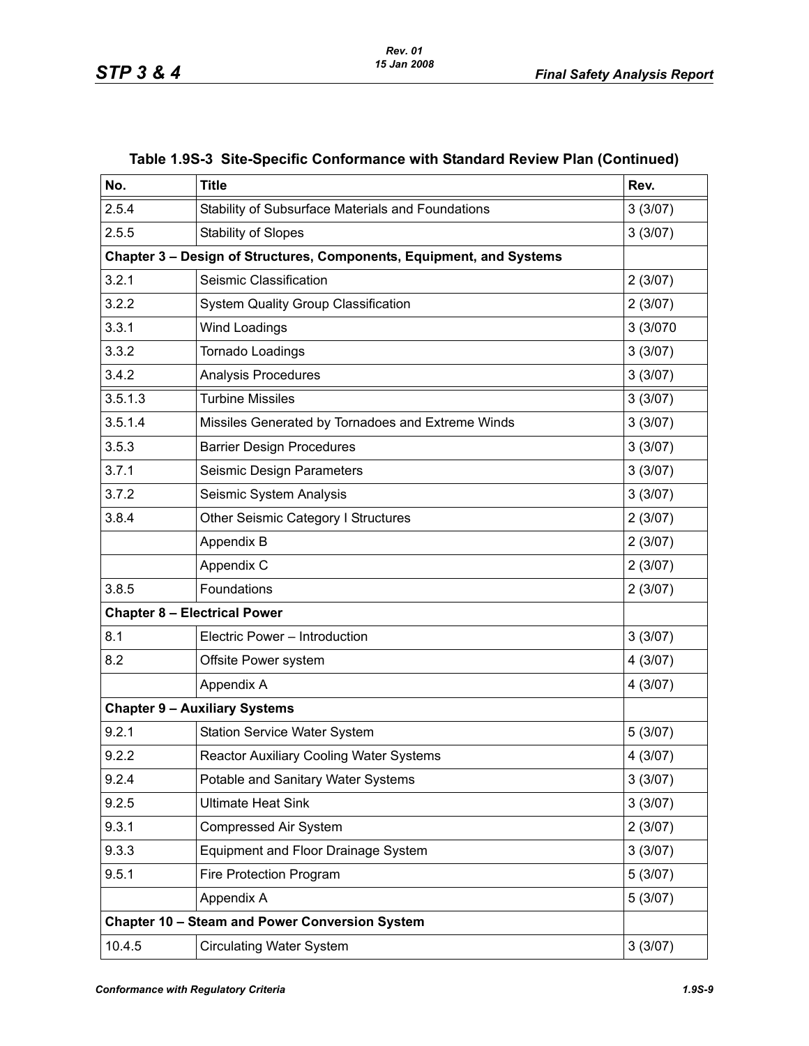## Table 1.9S-3 Site-Specific Conformance with Standard Review Plan (Continued)

| No. | Title | Rev. |
|---|---|---|
| 2.5.4 | Stability of Subsurface Materials and Foundations | 3 (3/07) |
| 2.5.5 | Stability of Slopes | 3 (3/07) |
| **Chapter 3 – Design of Structures, Components, Equipment, and Systems** | | |
| 3.2.1 | Seismic Classification | 2 (3/07) |
| 3.2.2 | System Quality Group Classification | 2 (3/07) |
| 3.3.1 | Wind Loadings | 3 (3/070 |
| 3.3.2 | Tornado Loadings | 3 (3/07) |
| 3.4.2 | Analysis Procedures | 3 (3/07) |
| 3.5.1.3 | Turbine Missiles | 3 (3/07) |
| 3.5.1.4 | Missiles Generated by Tornadoes and Extreme Winds | 3 (3/07) |
| 3.5.3 | Barrier Design Procedures | 3 (3/07) |
| 3.7.1 | Seismic Design Parameters | 3 (3/07) |
| 3.7.2 | Seismic System Analysis | 3 (3/07) |
| 3.8.4 | Other Seismic Category I Structures | 2 (3/07) |
| | Appendix B | 2 (3/07) |
| | Appendix C | 2 (3/07) |
| 3.8.5 | Foundations | 2 (3/07) |
| **Chapter 8 – Electrical Power** | | |
| 8.1 | Electric Power – Introduction | 3 (3/07) |
| 8.2 | Offsite Power system | 4 (3/07) |
| | Appendix A | 4 (3/07) |
| **Chapter 9 – Auxiliary Systems** | | |
| 9.2.1 | Station Service Water System | 5 (3/07) |
| 9.2.2 | Reactor Auxiliary Cooling Water Systems | 4 (3/07) |
| 9.2.4 | Potable and Sanitary Water Systems | 3 (3/07) |
| 9.2.5 | Ultimate Heat Sink | 3 (3/07) |
| 9.3.1 | Compressed Air System | 2 (3/07) |
| 9.3.3 | Equipment and Floor Drainage System | 3 (3/07) |
| 9.5.1 | Fire Protection Program | 5 (3/07) |
| | Appendix A | 5 (3/07) |
| **Chapter 10 – Steam and Power Conversion System** | | |
| 10.4.5 | Circulating Water System | 3 (3/07) |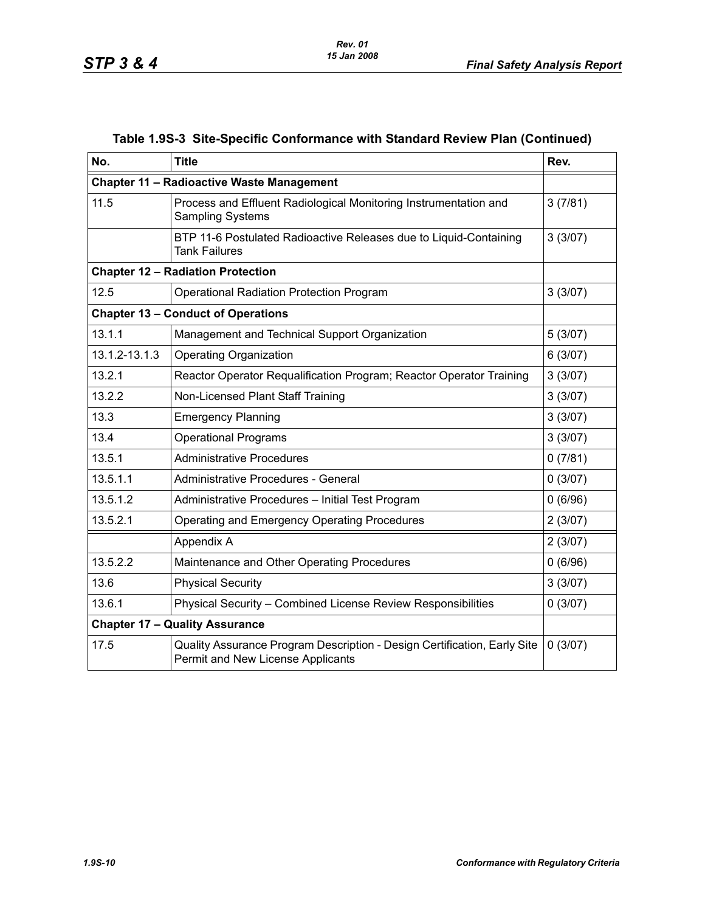## Table 1.9S-3 Site-Specific Conformance with Standard Review Plan (Continued)

| No. | Title | Rev. |
|---|---|---|
| **Chapter 11 – Radioactive Waste Management** | | |
| 11.5 | Process and Effluent Radiological Monitoring Instrumentation and Sampling Systems | 3 (7/81) |
| | BTP 11-6 Postulated Radioactive Releases due to Liquid-Containing Tank Failures | 3 (3/07) |
| **Chapter 12 – Radiation Protection** | | |
| 12.5 | Operational Radiation Protection Program | 3 (3/07) |
| **Chapter 13 – Conduct of Operations** | | |
| 13.1.1 | Management and Technical Support Organization | 5 (3/07) |
| 13.1.2-13.1.3 | Operating Organization | 6 (3/07) |
| 13.2.1 | Reactor Operator Requalification Program; Reactor Operator Training | 3 (3/07) |
| 13.2.2 | Non-Licensed Plant Staff Training | 3 (3/07) |
| 13.3 | Emergency Planning | 3 (3/07) |
| 13.4 | Operational Programs | 3 (3/07) |
| 13.5.1 | Administrative Procedures | 0 (7/81) |
| 13.5.1.1 | Administrative Procedures - General | 0 (3/07) |
| 13.5.1.2 | Administrative Procedures – Initial Test Program | 0 (6/96) |
| 13.5.2.1 | Operating and Emergency Operating Procedures | 2 (3/07) |
| | Appendix A | 2 (3/07) |
| 13.5.2.2 | Maintenance and Other Operating Procedures | 0 (6/96) |
| 13.6 | Physical Security | 3 (3/07) |
| 13.6.1 | Physical Security – Combined License Review Responsibilities | 0 (3/07) |
| **Chapter 17 – Quality Assurance** | | |
| 17.5 | Quality Assurance Program Description - Design Certification, Early Site Permit and New License Applicants | 0 (3/07) |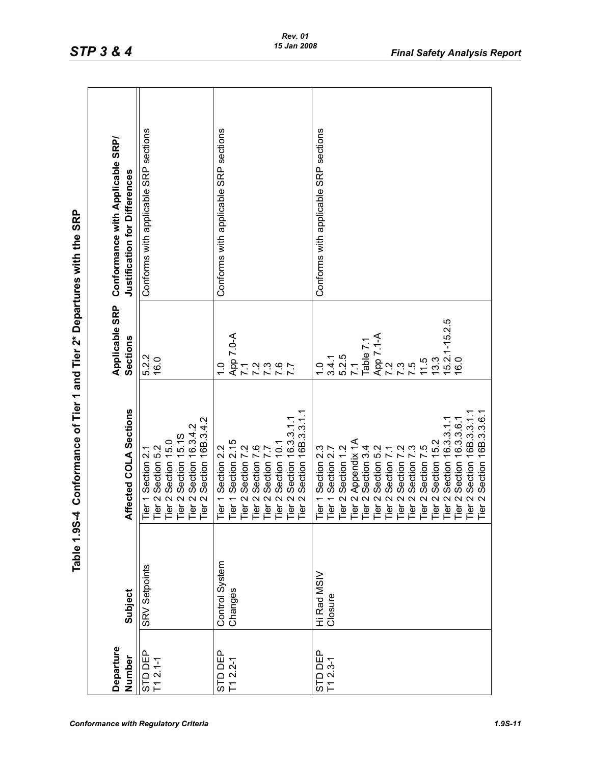## Table 1.9S-4 Conformance of Tier 1 and Tier 2* Departures with the SRP

| Departure Number | Subject | Affected COLA Sections | Applicable SRP Sections | Conformance with Applicable SRP/ Justification for Differences |
|---|---|---|---|---|
| STD DEP T1 2.1-1 | SRV Setpoints | Tier 1 Section 2.1<br>Tier 2 Section 5.2<br>Tier 2 Section 15.0<br>Tier 2 Section 15.1S<br>Tier 2 Section 16.3.4.2<br>Tier 2 Section 16B.3.4.2 | 5.2.2<br>16.0 | Conforms with applicable SRP sections |
| STD DEP T1 2.2-1 | Control System Changes | Tier 1 Section 2.2<br>Tier 1 Section 2.15<br>Tier 2 Section 7.2<br>Tier 2 Section 7.6<br>Tier 2 Section 7.7<br>Tier 2 Section 10.1<br>Tier 2 Section 16.3.3.1.1<br>Tier 2 Section 16B.3.3.1.1 | 1.0<br>App 7.0-A<br>7.1<br>7.2<br>7.3<br>7.6<br>7.7 | Conforms with applicable SRP sections |
| STD DEP T1 2.3-1 | Hi Rad MSIV Closure | Tier 1 Section 2.3<br>Tier 1 Section 2.7<br>Tier 2 Section 1.2<br>Tier 2 Appendix 1A<br>Tier 2 Section 3.4<br>Tier 2 Section 5.2<br>Tier 2 Section 7.1<br>Tier 2 Section 7.2<br>Tier 2 Section 7.3<br>Tier 2 Section 7.5<br>Tier 2 Section 15.2<br>Tier 2 Section 16.3.3.1.1<br>Tier 2 Section 16.3.3.6.1<br>Tier 2 Section 16B.3.3.1.1<br>Tier 2 Section 16B.3.3.6.1 | 1.0<br>3.4.1<br>5.2.5<br>7.1<br>Table 7.1<br>App 7.1-A<br>7.2<br>7.3<br>7.5<br>11.5<br>13.3<br>15.2.1-15.2.5<br>16.0 | Conforms with applicable SRP sections |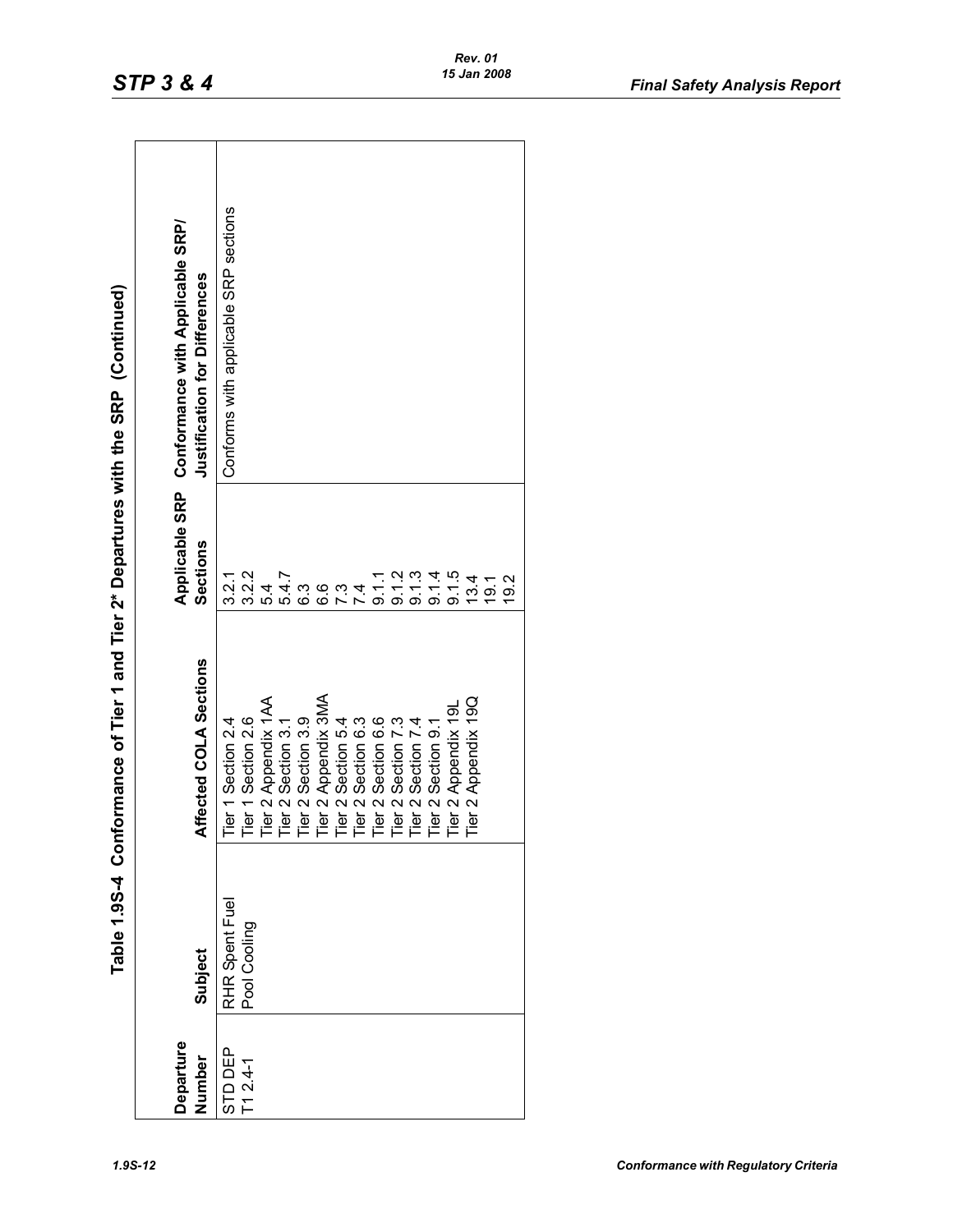## Table 1.9S-4 Conformance of Tier 1 and Tier 2* Departures with the SRP (Continued)

| Departure Number | Subject | Affected COLA Sections | Applicable SRP Sections | Conformance with Applicable SRP/ Justification for Differences |
|---|---|---|---|---|
| STD DEP T1 2.4-1 | RHR Spent Fuel Pool Cooling | Tier 1 Section 2.4<br>Tier 1 Section 2.6<br>Tier 2 Appendix 1AA<br>Tier 2 Section 3.1<br>Tier 2 Section 3.9<br>Tier 2 Appendix 3MA<br>Tier 2 Section 5.4<br>Tier 2 Section 6.3<br>Tier 2 Section 6.6<br>Tier 2 Section 7.3<br>Tier 2 Section 7.4<br>Tier 2 Section 9.1<br>Tier 2 Appendix 19L<br>Tier 2 Appendix 19Q | 3.2.1<br>3.2.2<br>5.4<br>5.4.7<br>6.3<br>6.6<br>7.3<br>7.4<br>9.1.1<br>9.1.2<br>9.1.3<br>9.1.4<br>9.1.5<br>13.4<br>19.1<br>19.2 | Conforms with applicable SRP sections |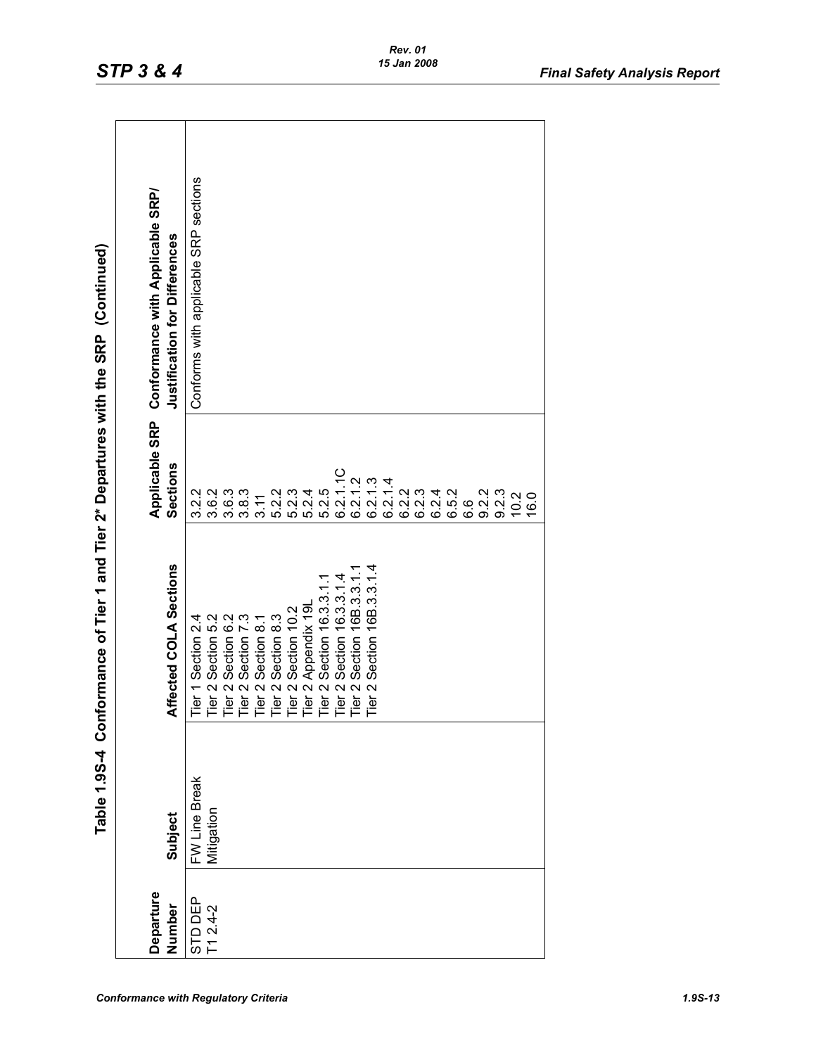## Table 1.9S-4 Conformance of Tier 1 and Tier 2* Departures with the SRP (Continued)

| Departure Number | Subject | Affected COLA Sections | Applicable SRP Sections | Conformance with Applicable SRP/ Justification for Differences |
|---|---|---|---|---|
| STD DEP T1 2.4-2 | FW Line Break Mitigation | Tier 1 Section 2.4<br>Tier 2 Section 5.2<br>Tier 2 Section 6.2<br>Tier 2 Section 7.3<br>Tier 2 Section 8.1<br>Tier 2 Section 8.3<br>Tier 2 Section 10.2<br>Tier 2 Appendix 19L<br>Tier 2 Section 16.3.3.1.1<br>Tier 2 Section 16.3.3.1.4<br>Tier 2 Section 16B.3.3.1.1<br>Tier 2 Section 16B.3.3.1.4 | 3.2.2<br>3.6.2<br>3.6.3<br>3.8.3<br>3.11<br>5.2.2<br>5.2.3<br>5.2.4<br>5.2.5<br>6.2.1.1C<br>6.2.1.2<br>6.2.1.3<br>6.2.1.4<br>6.2.2<br>6.2.3<br>6.2.4<br>6.5.2<br>6.6<br>9.2.2<br>9.2.3<br>10.2<br>16.0 | Conforms with applicable SRP sections |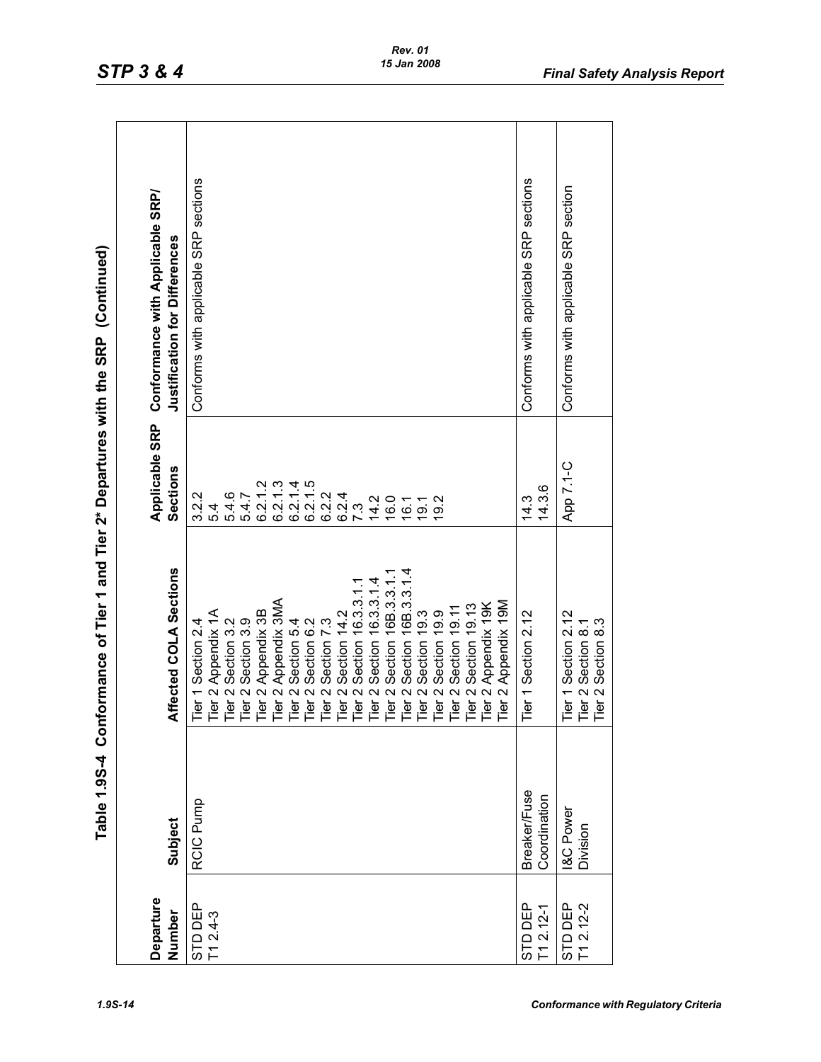## Table 1.9S-4 Conformance of Tier 1 and Tier 2* Departures with the SRP (Continued)

| Departure Number | Subject | Affected COLA Sections | Applicable SRP Sections | Conformance with Applicable SRP/ Justification for Differences |
|---|---|---|---|---|
| STD DEP T1 2.4-3 | RCIC Pump | Tier 1 Section 2.4<br>Tier 2 Appendix 1A<br>Tier 2 Section 3.2<br>Tier 2 Section 3.9<br>Tier 2 Appendix 3B<br>Tier 2 Appendix 3MA<br>Tier 2 Section 5.4<br>Tier 2 Section 6.2<br>Tier 2 Section 7.3<br>Tier 2 Section 14.2<br>Tier 2 Section 16.3.3.1.1<br>Tier 2 Section 16.3.3.1.4<br>Tier 2 Section 16B.3.3.1.1<br>Tier 2 Section 16B.3.3.1.4<br>Tier 2 Section 19.3<br>Tier 2 Section 19.9<br>Tier 2 Section 19.11<br>Tier 2 Section 19.13<br>Tier 2 Appendix 19K<br>Tier 2 Appendix 19M | 3.2.2<br>5.4<br>5.4.6<br>5.4.7<br>6.2.1.2<br>6.2.1.3<br>6.2.1.4<br>6.2.1.5<br>6.2.2<br>6.2.4<br>7.3<br>14.2<br>16.0<br>16.1<br>19.1<br>19.2 | Conforms with applicable SRP sections |
| STD DEP T1 2.12-1 | Breaker/Fuse Coordination | Tier 1 Section 2.12 | 14.3<br>14.3.6 | Conforms with applicable SRP sections |
| STD DEP T1 2.12-2 | I&C Power Division | Tier 1 Section 2.12<br>Tier 2 Section 8.1<br>Tier 2 Section 8.3 | App 7.1-C | Conforms with applicable SRP section |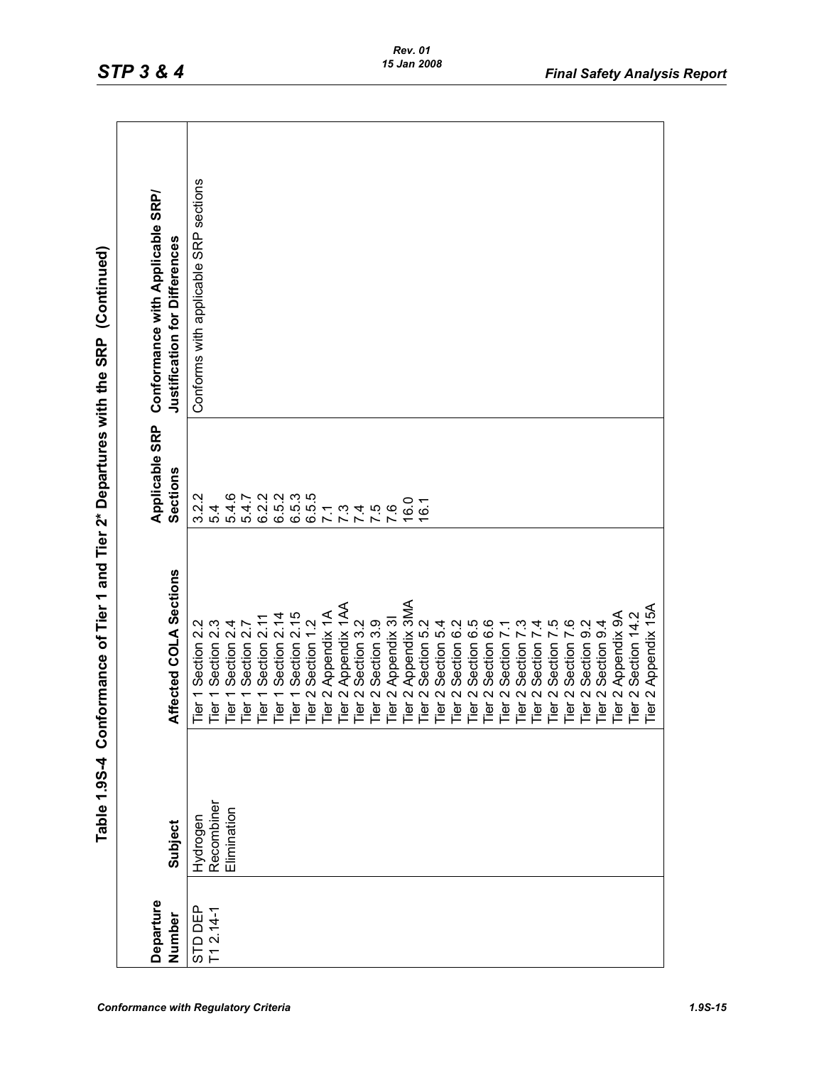Table 1.9S-4 Conformance of Tier 1 and Tier 2* Departures with the SRP (Continued)

| Departure Number | Subject | Affected COLA Sections | Applicable SRP Sections | Conformance with Applicable SRP/ Justification for Differences |
|---|---|---|---|---|
| STD DEP T1 2.14-1 | Hydrogen Recombiner Elimination | Tier 1 Section 2.2<br>Tier 1 Section 2.3<br>Tier 1 Section 2.4<br>Tier 1 Section 2.7<br>Tier 1 Section 2.11<br>Tier 1 Section 2.14<br>Tier 1 Section 2.15<br>Tier 2 Section 1.2<br>Tier 2 Appendix 1A<br>Tier 2 Appendix 1AA<br>Tier 2 Section 3.2<br>Tier 2 Section 3.9<br>Tier 2 Appendix 3I<br>Tier 2 Appendix 3MA<br>Tier 2 Section 5.2<br>Tier 2 Section 5.4<br>Tier 2 Section 6.2<br>Tier 2 Section 6.5<br>Tier 2 Section 6.6<br>Tier 2 Section 7.1<br>Tier 2 Section 7.3<br>Tier 2 Section 7.4<br>Tier 2 Section 7.5<br>Tier 2 Section 7.6<br>Tier 2 Section 9.2<br>Tier 2 Section 9.4<br>Tier 2 Appendix 9A<br>Tier 2 Section 14.2<br>Tier 2 Appendix 15A | 3.2.2<br>5.4<br>5.4.6<br>5.4.7<br>6.2.2<br>6.5.2<br>6.5.3<br>6.5.5<br>7.1<br>7.3<br>7.4<br>7.5<br>7.6<br>16.0<br>16.1 | Conforms with applicable SRP sections |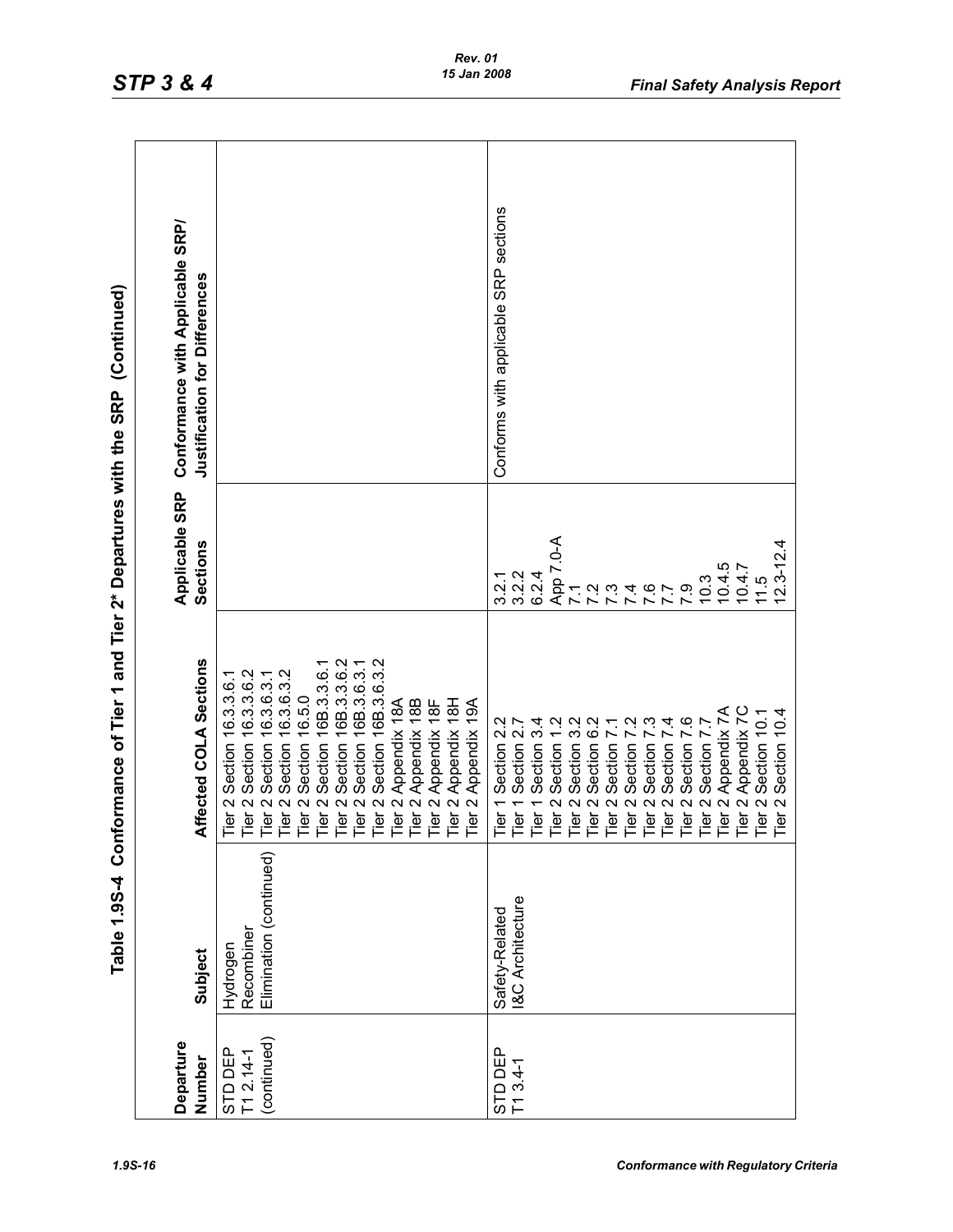## Table 1.9S-4 Conformance of Tier 1 and Tier 2* Departures with the SRP (Continued)

| Departure Number | Subject | Affected COLA Sections | Applicable SRP Sections | Conformance with Applicable SRP/ Justification for Differences |
|---|---|---|---|---|
| STD DEP T1 2.14-1 (continued) | Hydrogen Recombiner Elimination (continued) | Tier 2 Section 16.3.3.6.1<br>Tier 2 Section 16.3.3.6.2<br>Tier 2 Section 16.3.6.3.1<br>Tier 2 Section 16.3.6.3.2<br>Tier 2 Section 16.5.0<br>Tier 2 Section 16B.3.3.6.1<br>Tier 2 Section 16B.3.3.6.2<br>Tier 2 Section 16B.3.6.3.1<br>Tier 2 Section 16B.3.6.3.2<br>Tier 2 Appendix 18A<br>Tier 2 Appendix 18B<br>Tier 2 Appendix 18F<br>Tier 2 Appendix 18H<br>Tier 2 Appendix 19A | | |
| STD DEP T1 3.4-1 | Safety-Related I&C Architecture | Tier 1 Section 2.2<br>Tier 1 Section 2.7<br>Tier 1 Section 3.4<br>Tier 2 Section 1.2<br>Tier 2 Section 3.2<br>Tier 2 Section 6.2<br>Tier 2 Section 7.1<br>Tier 2 Section 7.2<br>Tier 2 Section 7.3<br>Tier 2 Section 7.4<br>Tier 2 Section 7.6<br>Tier 2 Section 7.7<br>Tier 2 Appendix 7A<br>Tier 2 Appendix 7C<br>Tier 2 Section 10.1<br>Tier 2 Section 10.4 | 3.2.1<br>3.2.2<br>6.2.4<br>App 7.0-A<br>7.1<br>7.2<br>7.3<br>7.4<br>7.6<br>7.7<br>7.9<br>10.3<br>10.4.5<br>10.4.7<br>11.5<br>12.3-12.4 | Conforms with applicable SRP sections |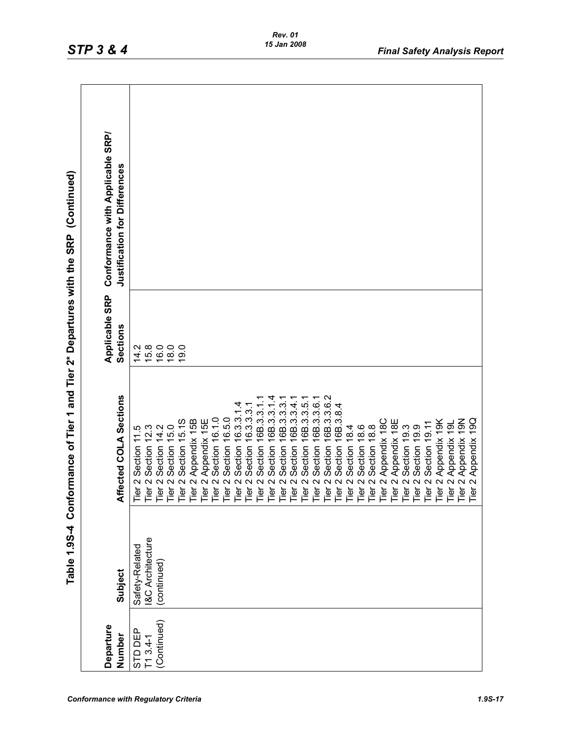## Table 1.9S-4 Conformance of Tier 1 and Tier 2* Departures with the SRP (Continued)

| Departure Number | Subject | Affected COLA Sections | Applicable SRP Sections | Conformance with Applicable SRP/ Justification for Differences |
|---|---|---|---|---|
| STD DEP T1 3.4-1 (Continued) | Safety-Related I&C Architecture (continued) | Tier 2 Section 11.5<br>Tier 2 Section 12.3<br>Tier 2 Section 14.2<br>Tier 2 Section 15.0<br>Tier 2 Section 15.1S<br>Tier 2 Appendix 15B<br>Tier 2 Appendix 15E<br>Tier 2 Section 16.1.0<br>Tier 2 Section 16.5.0<br>Tier 2 Section 16.3.3.1.4<br>Tier 2 Section 16.3.3.3.1<br>Tier 2 Section 16B.3.3.1.1<br>Tier 2 Section 16B.3.3.1.4<br>Tier 2 Section 16B.3.3.3.1<br>Tier 2 Section 16B.3.3.4.1<br>Tier 2 Section 16B.3.3.5.1<br>Tier 2 Section 16B.3.3.6.1<br>Tier 2 Section 16B.3.3.6.2<br>Tier 2 Section 16B.3.8.4<br>Tier 2 Section 18.4<br>Tier 2 Section 18.6<br>Tier 2 Section 18.8<br>Tier 2 Appendix 18C<br>Tier 2 Appendix 18E<br>Tier 2 Section 19.3<br>Tier 2 Section 19.9<br>Tier 2 Section 19.11<br>Tier 2 Appendix 19K<br>Tier 2 Appendix 19L<br>Tier 2 Appendix 19N<br>Tier 2 Appendix 19Q | 14.2<br>15.8<br>16.0<br>18.0<br>19.0 | |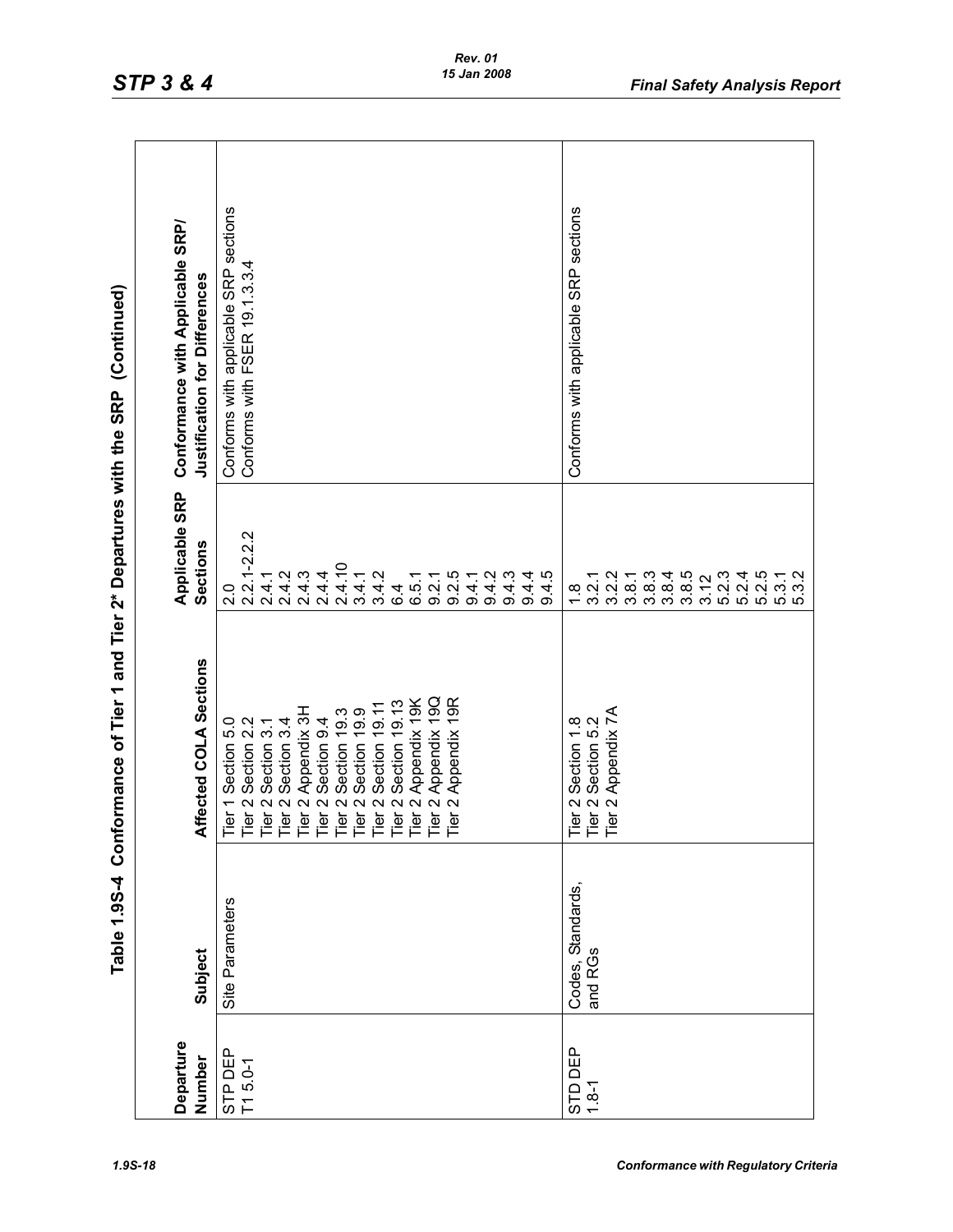## Table 1.9S-4 Conformance of Tier 1 and Tier 2* Departures with the SRP (Continued)

| Departure Number | Subject | Affected COLA Sections | Applicable SRP Sections | Conformance with Applicable SRP/ Justification for Differences |
|---|---|---|---|---|
| STP DEP T1 5.0-1 | Site Parameters | Tier 1 Section 5.0<br>Tier 2 Section 2.2<br>Tier 2 Section 3.1<br>Tier 2 Section 3.4<br>Tier 2 Appendix 3H<br>Tier 2 Section 9.4<br>Tier 2 Section 19.3<br>Tier 2 Section 19.9<br>Tier 2 Section 19.11<br>Tier 2 Section 19.13<br>Tier 2 Appendix 19K<br>Tier 2 Appendix 19Q<br>Tier 2 Appendix 19R | 2.0<br>2.2.1-2.2.2<br>2.4.1<br>2.4.2<br>2.4.3<br>2.4.4<br>2.4.10<br>3.4.1<br>3.4.2<br>6.4<br>6.5.1<br>9.2.1<br>9.2.5<br>9.4.1<br>9.4.2<br>9.4.3<br>9.4.4<br>9.4.5 | Conforms with applicable SRP sections<br>Conforms with FSER 19.1.3.3.4 |
| STD DEP 1.8-1 | Codes, Standards, and RGs | Tier 2 Section 1.8<br>Tier 2 Section 5.2<br>Tier 2 Appendix 7A | 1.8<br>3.2.1<br>3.2.2<br>3.8.1<br>3.8.3<br>3.8.4<br>3.8.5<br>3.12<br>5.2.3<br>5.2.4<br>5.2.5<br>5.3.1<br>5.3.2 | Conforms with applicable SRP sections |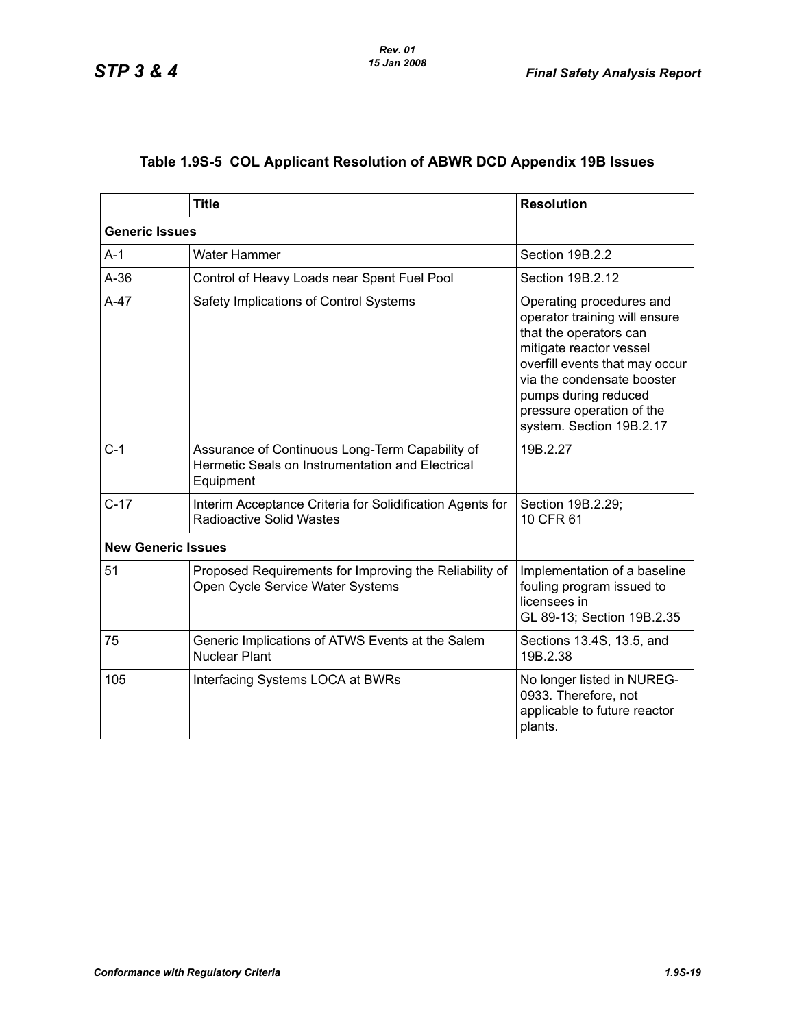## Table 1.9S-5 COL Applicant Resolution of ABWR DCD Appendix 19B Issues

| | Title | Resolution |
|---|---|---|
| **Generic Issues** | | |
| A-1 | Water Hammer | Section 19B.2.2 |
| A-36 | Control of Heavy Loads near Spent Fuel Pool | Section 19B.2.12 |
| A-47 | Safety Implications of Control Systems | Operating procedures and operator training will ensure that the operators can mitigate reactor vessel overfill events that may occur via the condensate booster pumps during reduced pressure operation of the system. Section 19B.2.17 |
| C-1 | Assurance of Continuous Long-Term Capability of Hermetic Seals on Instrumentation and Electrical Equipment | 19B.2.27 |
| C-17 | Interim Acceptance Criteria for Solidification Agents for Radioactive Solid Wastes | Section 19B.2.29; 10 CFR 61 |
| **New Generic Issues** | | |
| 51 | Proposed Requirements for Improving the Reliability of Open Cycle Service Water Systems | Implementation of a baseline fouling program issued to licensees in GL 89-13; Section 19B.2.35 |
| 75 | Generic Implications of ATWS Events at the Salem Nuclear Plant | Sections 13.4S, 13.5, and 19B.2.38 |
| 105 | Interfacing Systems LOCA at BWRs | No longer listed in NUREG-0933. Therefore, not applicable to future reactor plants. |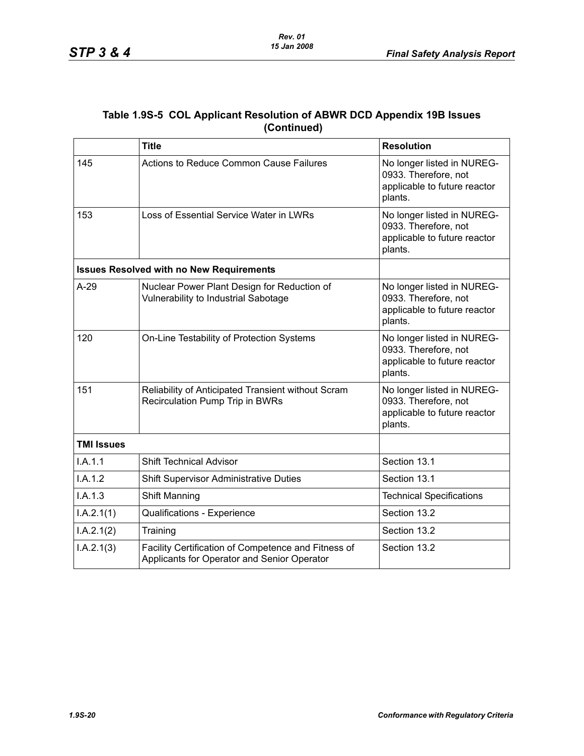### Table 1.9S-5 COL Applicant Resolution of ABWR DCD Appendix 19B Issues (Continued)

| | Title | Resolution |
|---|---|---|
| 145 | Actions to Reduce Common Cause Failures | No longer listed in NUREG-0933. Therefore, not applicable to future reactor plants. |
| 153 | Loss of Essential Service Water in LWRs | No longer listed in NUREG-0933. Therefore, not applicable to future reactor plants. |
| **Issues Resolved with no New Requirements** | | |
| A-29 | Nuclear Power Plant Design for Reduction of Vulnerability to Industrial Sabotage | No longer listed in NUREG-0933. Therefore, not applicable to future reactor plants. |
| 120 | On-Line Testability of Protection Systems | No longer listed in NUREG-0933. Therefore, not applicable to future reactor plants. |
| 151 | Reliability of Anticipated Transient without Scram Recirculation Pump Trip in BWRs | No longer listed in NUREG-0933. Therefore, not applicable to future reactor plants. |
| **TMI Issues** | | |
| I.A.1.1 | Shift Technical Advisor | Section 13.1 |
| I.A.1.2 | Shift Supervisor Administrative Duties | Section 13.1 |
| I.A.1.3 | Shift Manning | Technical Specifications |
| I.A.2.1(1) | Qualifications - Experience | Section 13.2 |
| I.A.2.1(2) | Training | Section 13.2 |
| I.A.2.1(3) | Facility Certification of Competence and Fitness of Applicants for Operator and Senior Operator | Section 13.2 |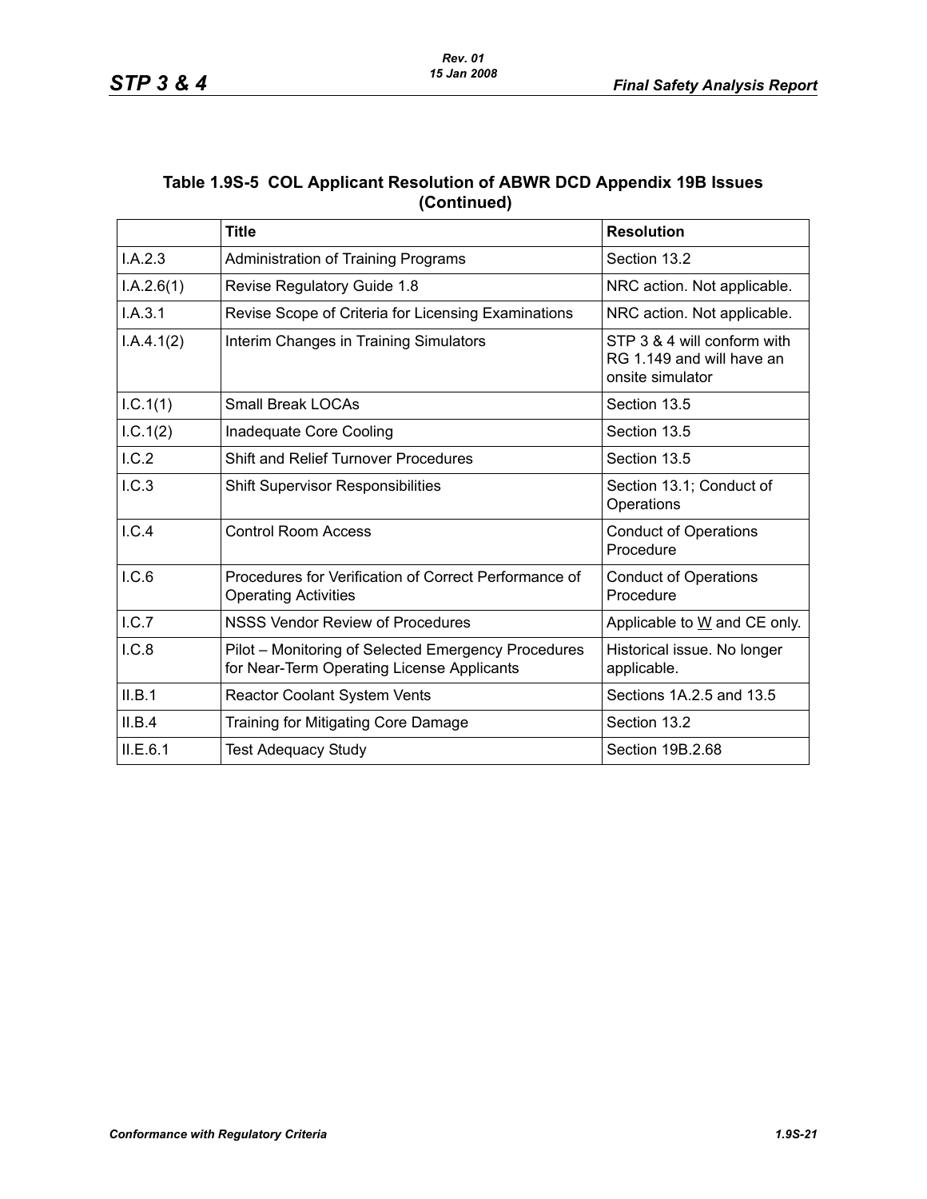## Table 1.9S-5 COL Applicant Resolution of ABWR DCD Appendix 19B Issues (Continued)

| | Title | Resolution |
|---|---|---|
| I.A.2.3 | Administration of Training Programs | Section 13.2 |
| I.A.2.6(1) | Revise Regulatory Guide 1.8 | NRC action. Not applicable. |
| I.A.3.1 | Revise Scope of Criteria for Licensing Examinations | NRC action. Not applicable. |
| I.A.4.1(2) | Interim Changes in Training Simulators | STP 3 & 4 will conform with RG 1.149 and will have an onsite simulator |
| I.C.1(1) | Small Break LOCAs | Section 13.5 |
| I.C.1(2) | Inadequate Core Cooling | Section 13.5 |
| I.C.2 | Shift and Relief Turnover Procedures | Section 13.5 |
| I.C.3 | Shift Supervisor Responsibilities | Section 13.1; Conduct of Operations |
| I.C.4 | Control Room Access | Conduct of Operations Procedure |
| I.C.6 | Procedures for Verification of Correct Performance of Operating Activities | Conduct of Operations Procedure |
| I.C.7 | NSSS Vendor Review of Procedures | Applicable to W and CE only. |
| I.C.8 | Pilot – Monitoring of Selected Emergency Procedures for Near-Term Operating License Applicants | Historical issue. No longer applicable. |
| II.B.1 | Reactor Coolant System Vents | Sections 1A.2.5 and 13.5 |
| II.B.4 | Training for Mitigating Core Damage | Section 13.2 |
| II.E.6.1 | Test Adequacy Study | Section 19B.2.68 |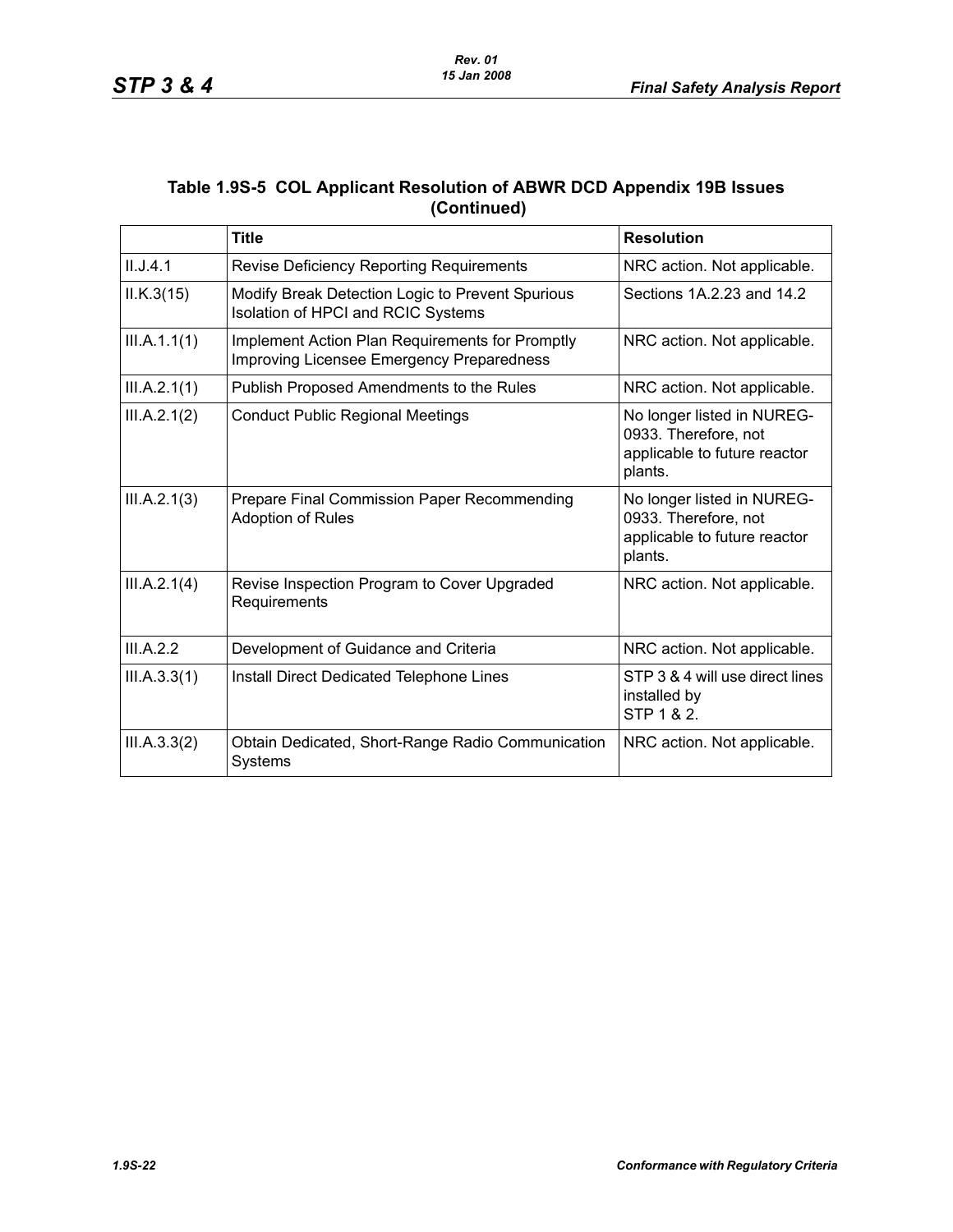### Table 1.9S-5 COL Applicant Resolution of ABWR DCD Appendix 19B Issues (Continued)

| | Title | Resolution |
|---|---|---|
| II.J.4.1 | Revise Deficiency Reporting Requirements | NRC action. Not applicable. |
| II.K.3(15) | Modify Break Detection Logic to Prevent Spurious Isolation of HPCI and RCIC Systems | Sections 1A.2.23 and 14.2 |
| III.A.1.1(1) | Implement Action Plan Requirements for Promptly Improving Licensee Emergency Preparedness | NRC action. Not applicable. |
| III.A.2.1(1) | Publish Proposed Amendments to the Rules | NRC action. Not applicable. |
| III.A.2.1(2) | Conduct Public Regional Meetings | No longer listed in NUREG-0933. Therefore, not applicable to future reactor plants. |
| III.A.2.1(3) | Prepare Final Commission Paper Recommending Adoption of Rules | No longer listed in NUREG-0933. Therefore, not applicable to future reactor plants. |
| III.A.2.1(4) | Revise Inspection Program to Cover Upgraded Requirements | NRC action. Not applicable. |
| III.A.2.2 | Development of Guidance and Criteria | NRC action. Not applicable. |
| III.A.3.3(1) | Install Direct Dedicated Telephone Lines | STP 3 & 4 will use direct lines installed by STP 1 & 2. |
| III.A.3.3(2) | Obtain Dedicated, Short-Range Radio Communication Systems | NRC action. Not applicable. |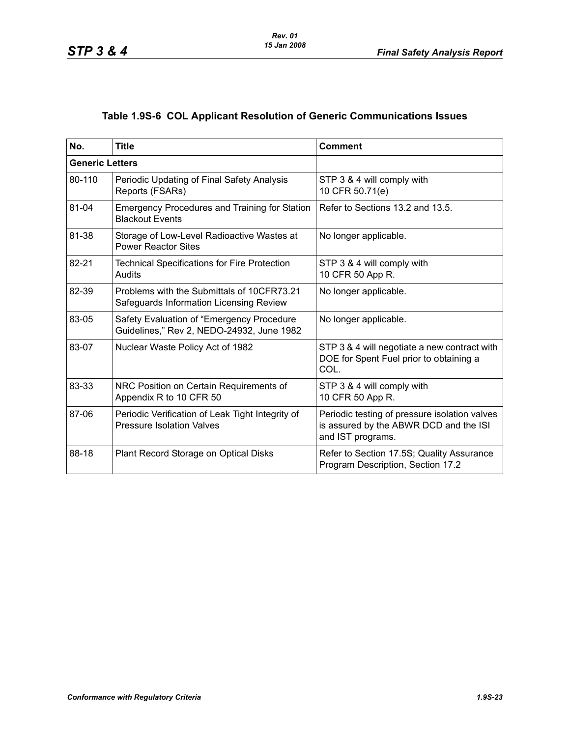## Table 1.9S-6 COL Applicant Resolution of Generic Communications Issues

| No. | Title | Comment |
|---|---|---|
| **Generic Letters** | | |
| 80-110 | Periodic Updating of Final Safety Analysis Reports (FSARs) | STP 3 & 4 will comply with 10 CFR 50.71(e) |
| 81-04 | Emergency Procedures and Training for Station Blackout Events | Refer to Sections 13.2 and 13.5. |
| 81-38 | Storage of Low-Level Radioactive Wastes at Power Reactor Sites | No longer applicable. |
| 82-21 | Technical Specifications for Fire Protection Audits | STP 3 & 4 will comply with 10 CFR 50 App R. |
| 82-39 | Problems with the Submittals of 10CFR73.21 Safeguards Information Licensing Review | No longer applicable. |
| 83-05 | Safety Evaluation of "Emergency Procedure Guidelines," Rev 2, NEDO-24932, June 1982 | No longer applicable. |
| 83-07 | Nuclear Waste Policy Act of 1982 | STP 3 & 4 will negotiate a new contract with DOE for Spent Fuel prior to obtaining a COL. |
| 83-33 | NRC Position on Certain Requirements of Appendix R to 10 CFR 50 | STP 3 & 4 will comply with 10 CFR 50 App R. |
| 87-06 | Periodic Verification of Leak Tight Integrity of Pressure Isolation Valves | Periodic testing of pressure isolation valves is assured by the ABWR DCD and the ISI and IST programs. |
| 88-18 | Plant Record Storage on Optical Disks | Refer to Section 17.5S; Quality Assurance Program Description, Section 17.2 |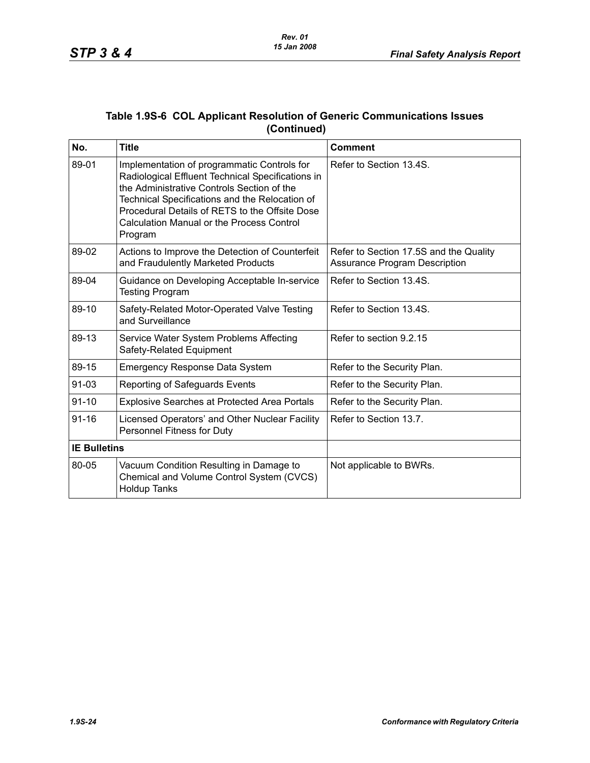### Table 1.9S-6 COL Applicant Resolution of Generic Communications Issues (Continued)

| No. | Title | Comment |
|---|---|---|
| 89-01 | Implementation of programmatic Controls for Radiological Effluent Technical Specifications in the Administrative Controls Section of the Technical Specifications and the Relocation of Procedural Details of RETS to the Offsite Dose Calculation Manual or the Process Control Program | Refer to Section 13.4S. |
| 89-02 | Actions to Improve the Detection of Counterfeit and Fraudulently Marketed Products | Refer to Section 17.5S and the Quality Assurance Program Description |
| 89-04 | Guidance on Developing Acceptable In-service Testing Program | Refer to Section 13.4S. |
| 89-10 | Safety-Related Motor-Operated Valve Testing and Surveillance | Refer to Section 13.4S. |
| 89-13 | Service Water System Problems Affecting Safety-Related Equipment | Refer to section 9.2.15 |
| 89-15 | Emergency Response Data System | Refer to the Security Plan. |
| 91-03 | Reporting of Safeguards Events | Refer to the Security Plan. |
| 91-10 | Explosive Searches at Protected Area Portals | Refer to the Security Plan. |
| 91-16 | Licensed Operators' and Other Nuclear Facility Personnel Fitness for Duty | Refer to Section 13.7. |
| **IE Bulletins** | | |
| 80-05 | Vacuum Condition Resulting in Damage to Chemical and Volume Control System (CVCS) Holdup Tanks | Not applicable to BWRs. |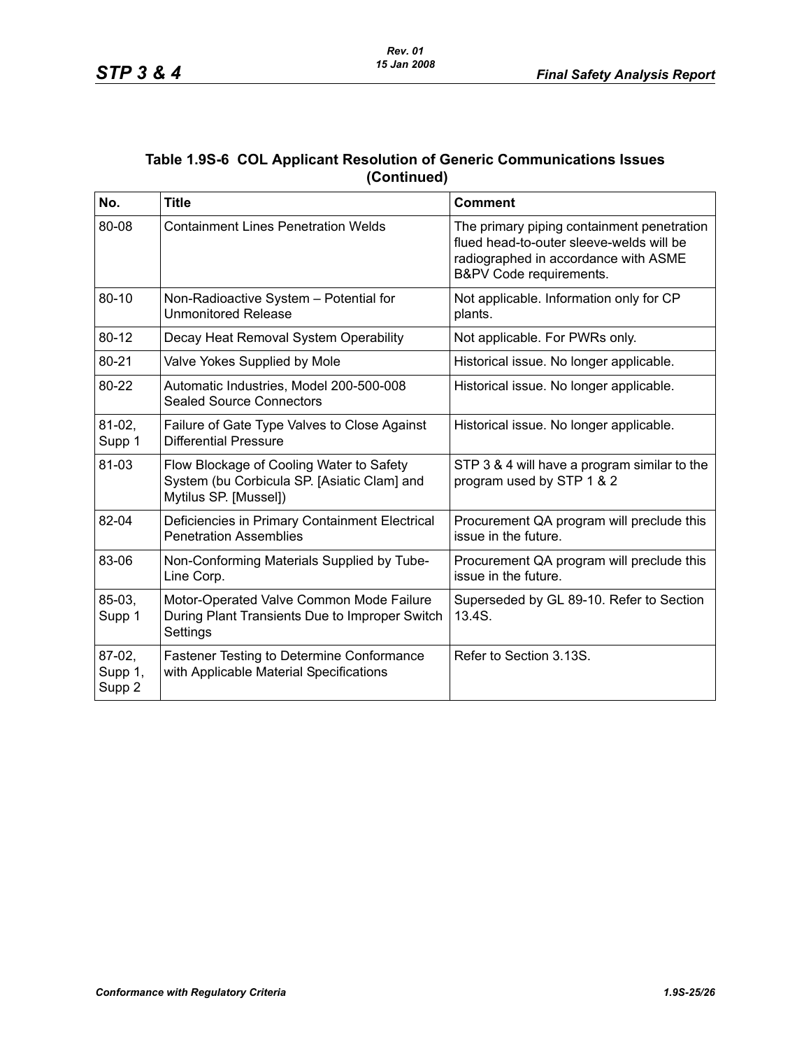## Table 1.9S-6 COL Applicant Resolution of Generic Communications Issues (Continued)

| No. | Title | Comment |
|---|---|---|
| 80-08 | Containment Lines Penetration Welds | The primary piping containment penetration flued head-to-outer sleeve-welds will be radiographed in accordance with ASME B&PV Code requirements. |
| 80-10 | Non-Radioactive System – Potential for Unmonitored Release | Not applicable. Information only for CP plants. |
| 80-12 | Decay Heat Removal System Operability | Not applicable. For PWRs only. |
| 80-21 | Valve Yokes Supplied by Mole | Historical issue. No longer applicable. |
| 80-22 | Automatic Industries, Model 200-500-008 Sealed Source Connectors | Historical issue. No longer applicable. |
| 81-02, Supp 1 | Failure of Gate Type Valves to Close Against Differential Pressure | Historical issue. No longer applicable. |
| 81-03 | Flow Blockage of Cooling Water to Safety System (bu Corbicula SP. [Asiatic Clam] and Mytilus SP. [Mussel]) | STP 3 & 4 will have a program similar to the program used by STP 1 & 2 |
| 82-04 | Deficiencies in Primary Containment Electrical Penetration Assemblies | Procurement QA program will preclude this issue in the future. |
| 83-06 | Non-Conforming Materials Supplied by Tube-Line Corp. | Procurement QA program will preclude this issue in the future. |
| 85-03, Supp 1 | Motor-Operated Valve Common Mode Failure During Plant Transients Due to Improper Switch Settings | Superseded by GL 89-10. Refer to Section 13.4S. |
| 87-02, Supp 1, Supp 2 | Fastener Testing to Determine Conformance with Applicable Material Specifications | Refer to Section 3.13S. |